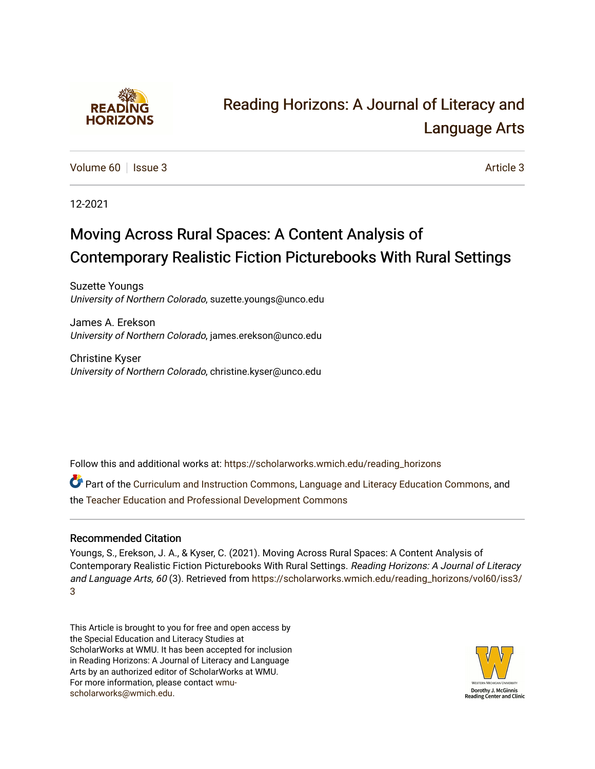# Reading Horizons: A Journal of Literacy and Language Arts

Volume 60 | Issue 3 Article 3

12-2021

## Moving Across Rural Spaces: A Content Analysis of Contemporary Realistic Fiction Picturebooks With Rural Settings

Suzette Youngs
*University of Northern Colorado*, suzette.youngs@unco.edu

James A. Erekson
*University of Northern Colorado*, james.erekson@unco.edu

Christine Kyser
*University of Northern Colorado*, christine.kyser@unco.edu

Follow this and additional works at: https://scholarworks.wmich.edu/reading_horizons

Part of the Curriculum and Instruction Commons, Language and Literacy Education Commons, and the Teacher Education and Professional Development Commons

### Recommended Citation

Youngs, S., Erekson, J. A., & Kyser, C. (2021). Moving Across Rural Spaces: A Content Analysis of Contemporary Realistic Fiction Picturebooks With Rural Settings. *Reading Horizons: A Journal of Literacy and Language Arts, 60* (3). Retrieved from https://scholarworks.wmich.edu/reading_horizons/vol60/iss3/3

This Article is brought to you for free and open access by the Special Education and Literacy Studies at ScholarWorks at WMU. It has been accepted for inclusion in Reading Horizons: A Journal of Literacy and Language Arts by an authorized editor of ScholarWorks at WMU. For more information, please contact wmu-scholarworks@wmich.edu.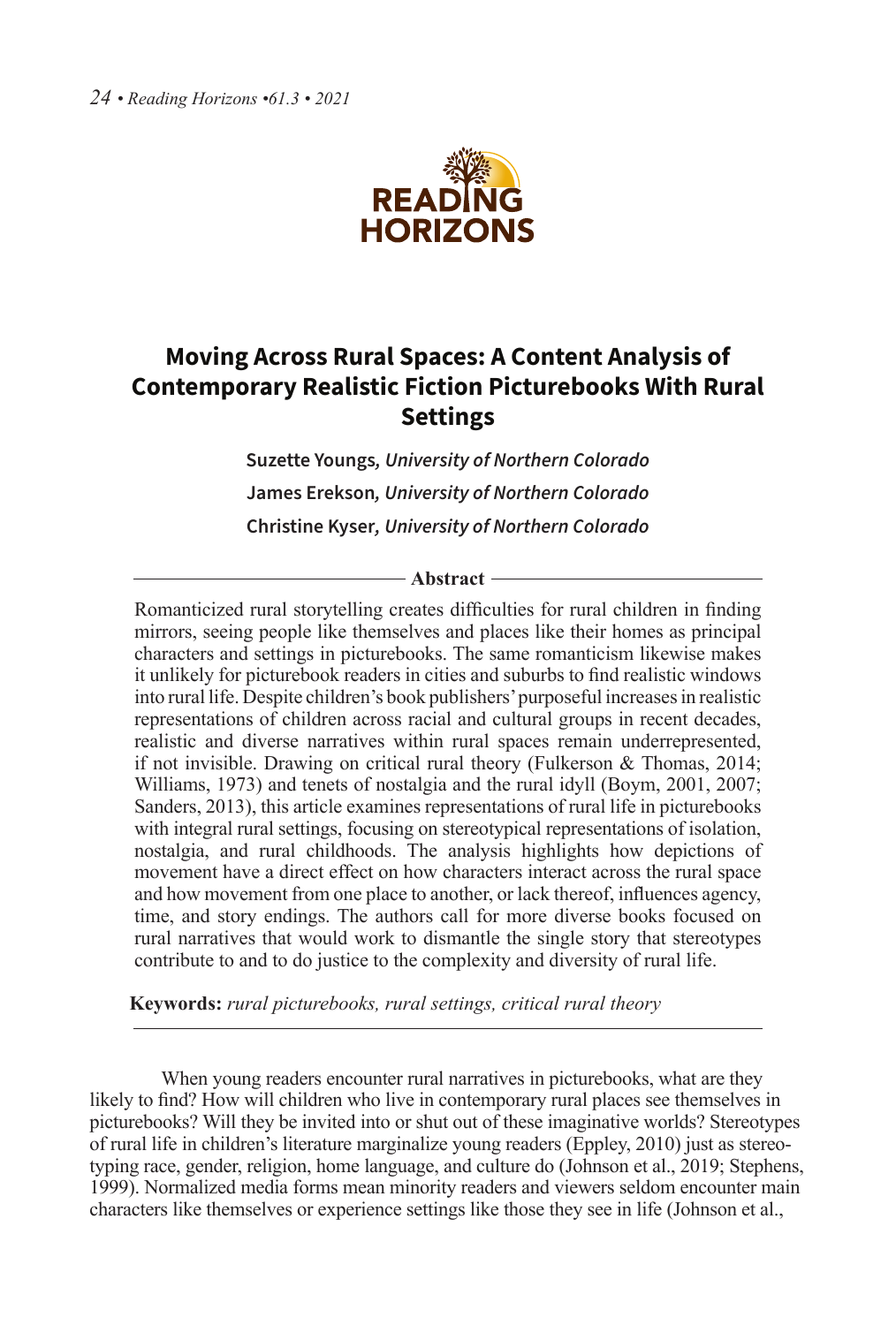# Moving Across Rural Spaces: A Content Analysis of Contemporary Realistic Fiction Picturebooks With Rural Settings

**Suzette Youngs**, *University of Northern Colorado*

**James Erekson**, *University of Northern Colorado*

**Christine Kyser**, *University of Northern Colorado*

**Abstract**

Romanticized rural storytelling creates difficulties for rural children in finding mirrors, seeing people like themselves and places like their homes as principal characters and settings in picturebooks. The same romanticism likewise makes it unlikely for picturebook readers in cities and suburbs to find realistic windows into rural life. Despite children's book publishers' purposeful increases in realistic representations of children across racial and cultural groups in recent decades, realistic and diverse narratives within rural spaces remain underrepresented, if not invisible. Drawing on critical rural theory (Fulkerson & Thomas, 2014; Williams, 1973) and tenets of nostalgia and the rural idyll (Boym, 2001, 2007; Sanders, 2013), this article examines representations of rural life in picturebooks with integral rural settings, focusing on stereotypical representations of isolation, nostalgia, and rural childhoods. The analysis highlights how depictions of movement have a direct effect on how characters interact across the rural space and how movement from one place to another, or lack thereof, influences agency, time, and story endings. The authors call for more diverse books focused on rural narratives that would work to dismantle the single story that stereotypes contribute to and to do justice to the complexity and diversity of rural life.

**Keywords:** *rural picturebooks, rural settings, critical rural theory*

When young readers encounter rural narratives in picturebooks, what are they likely to find? How will children who live in contemporary rural places see themselves in picturebooks? Will they be invited into or shut out of these imaginative worlds? Stereotypes of rural life in children's literature marginalize young readers (Eppley, 2010) just as stereotyping race, gender, religion, home language, and culture do (Johnson et al., 2019; Stephens, 1999). Normalized media forms mean minority readers and viewers seldom encounter main characters like themselves or experience settings like those they see in life (Johnson et al.,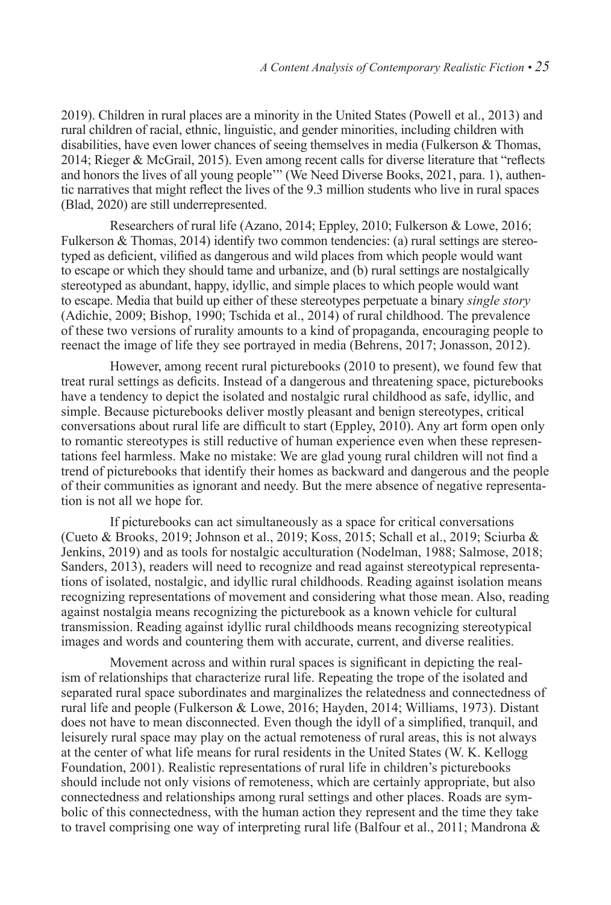2019). Children in rural places are a minority in the United States (Powell et al., 2013) and rural children of racial, ethnic, linguistic, and gender minorities, including children with disabilities, have even lower chances of seeing themselves in media (Fulkerson & Thomas, 2014; Rieger & McGrail, 2015). Even among recent calls for diverse literature that "reflects and honors the lives of all young people'" (We Need Diverse Books, 2021, para. 1), authentic narratives that might reflect the lives of the 9.3 million students who live in rural spaces (Blad, 2020) are still underrepresented.

Researchers of rural life (Azano, 2014; Eppley, 2010; Fulkerson & Lowe, 2016; Fulkerson & Thomas, 2014) identify two common tendencies: (a) rural settings are stereotyped as deficient, vilified as dangerous and wild places from which people would want to escape or which they should tame and urbanize, and (b) rural settings are nostalgically stereotyped as abundant, happy, idyllic, and simple places to which people would want to escape. Media that build up either of these stereotypes perpetuate a binary *single story* (Adichie, 2009; Bishop, 1990; Tschida et al., 2014) of rural childhood. The prevalence of these two versions of rurality amounts to a kind of propaganda, encouraging people to reenact the image of life they see portrayed in media (Behrens, 2017; Jonasson, 2012).

However, among recent rural picturebooks (2010 to present), we found few that treat rural settings as deficits. Instead of a dangerous and threatening space, picturebooks have a tendency to depict the isolated and nostalgic rural childhood as safe, idyllic, and simple. Because picturebooks deliver mostly pleasant and benign stereotypes, critical conversations about rural life are difficult to start (Eppley, 2010). Any art form open only to romantic stereotypes is still reductive of human experience even when these representations feel harmless. Make no mistake: We are glad young rural children will not find a trend of picturebooks that identify their homes as backward and dangerous and the people of their communities as ignorant and needy. But the mere absence of negative representation is not all we hope for.

If picturebooks can act simultaneously as a space for critical conversations (Cueto & Brooks, 2019; Johnson et al., 2019; Koss, 2015; Schall et al., 2019; Sciurba & Jenkins, 2019) and as tools for nostalgic acculturation (Nodelman, 1988; Salmose, 2018; Sanders, 2013), readers will need to recognize and read against stereotypical representations of isolated, nostalgic, and idyllic rural childhoods. Reading against isolation means recognizing representations of movement and considering what those mean. Also, reading against nostalgia means recognizing the picturebook as a known vehicle for cultural transmission. Reading against idyllic rural childhoods means recognizing stereotypical images and words and countering them with accurate, current, and diverse realities.

Movement across and within rural spaces is significant in depicting the realism of relationships that characterize rural life. Repeating the trope of the isolated and separated rural space subordinates and marginalizes the relatedness and connectedness of rural life and people (Fulkerson & Lowe, 2016; Hayden, 2014; Williams, 1973). Distant does not have to mean disconnected. Even though the idyll of a simplified, tranquil, and leisurely rural space may play on the actual remoteness of rural areas, this is not always at the center of what life means for rural residents in the United States (W. K. Kellogg Foundation, 2001). Realistic representations of rural life in children's picturebooks should include not only visions of remoteness, which are certainly appropriate, but also connectedness and relationships among rural settings and other places. Roads are symbolic of this connectedness, with the human action they represent and the time they take to travel comprising one way of interpreting rural life (Balfour et al., 2011; Mandrona &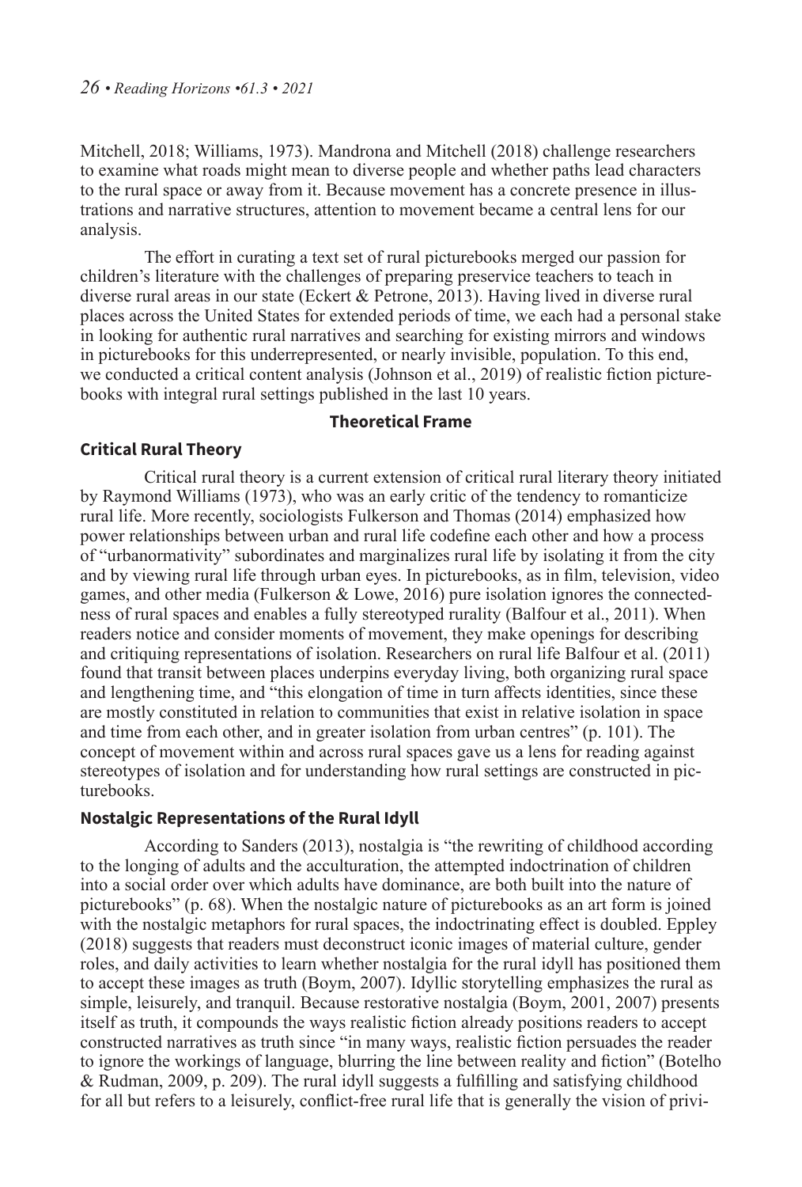Mitchell, 2018; Williams, 1973). Mandrona and Mitchell (2018) challenge researchers to examine what roads might mean to diverse people and whether paths lead characters to the rural space or away from it. Because movement has a concrete presence in illustrations and narrative structures, attention to movement became a central lens for our analysis.

The effort in curating a text set of rural picturebooks merged our passion for children's literature with the challenges of preparing preservice teachers to teach in diverse rural areas in our state (Eckert & Petrone, 2013). Having lived in diverse rural places across the United States for extended periods of time, we each had a personal stake in looking for authentic rural narratives and searching for existing mirrors and windows in picturebooks for this underrepresented, or nearly invisible, population. To this end, we conducted a critical content analysis (Johnson et al., 2019) of realistic fiction picturebooks with integral rural settings published in the last 10 years.

## Theoretical Frame

### Critical Rural Theory

Critical rural theory is a current extension of critical rural literary theory initiated by Raymond Williams (1973), who was an early critic of the tendency to romanticize rural life. More recently, sociologists Fulkerson and Thomas (2014) emphasized how power relationships between urban and rural life codefine each other and how a process of "urbanormativity" subordinates and marginalizes rural life by isolating it from the city and by viewing rural life through urban eyes. In picturebooks, as in film, television, video games, and other media (Fulkerson & Lowe, 2016) pure isolation ignores the connectedness of rural spaces and enables a fully stereotyped rurality (Balfour et al., 2011). When readers notice and consider moments of movement, they make openings for describing and critiquing representations of isolation. Researchers on rural life Balfour et al. (2011) found that transit between places underpins everyday living, both organizing rural space and lengthening time, and "this elongation of time in turn affects identities, since these are mostly constituted in relation to communities that exist in relative isolation in space and time from each other, and in greater isolation from urban centres" (p. 101). The concept of movement within and across rural spaces gave us a lens for reading against stereotypes of isolation and for understanding how rural settings are constructed in picturebooks.

### Nostalgic Representations of the Rural Idyll

According to Sanders (2013), nostalgia is "the rewriting of childhood according to the longing of adults and the acculturation, the attempted indoctrination of children into a social order over which adults have dominance, are both built into the nature of picturebooks" (p. 68). When the nostalgic nature of picturebooks as an art form is joined with the nostalgic metaphors for rural spaces, the indoctrinating effect is doubled. Eppley (2018) suggests that readers must deconstruct iconic images of material culture, gender roles, and daily activities to learn whether nostalgia for the rural idyll has positioned them to accept these images as truth (Boym, 2007). Idyllic storytelling emphasizes the rural as simple, leisurely, and tranquil. Because restorative nostalgia (Boym, 2001, 2007) presents itself as truth, it compounds the ways realistic fiction already positions readers to accept constructed narratives as truth since "in many ways, realistic fiction persuades the reader to ignore the workings of language, blurring the line between reality and fiction" (Botelho & Rudman, 2009, p. 209). The rural idyll suggests a fulfilling and satisfying childhood for all but refers to a leisurely, conflict-free rural life that is generally the vision of privi-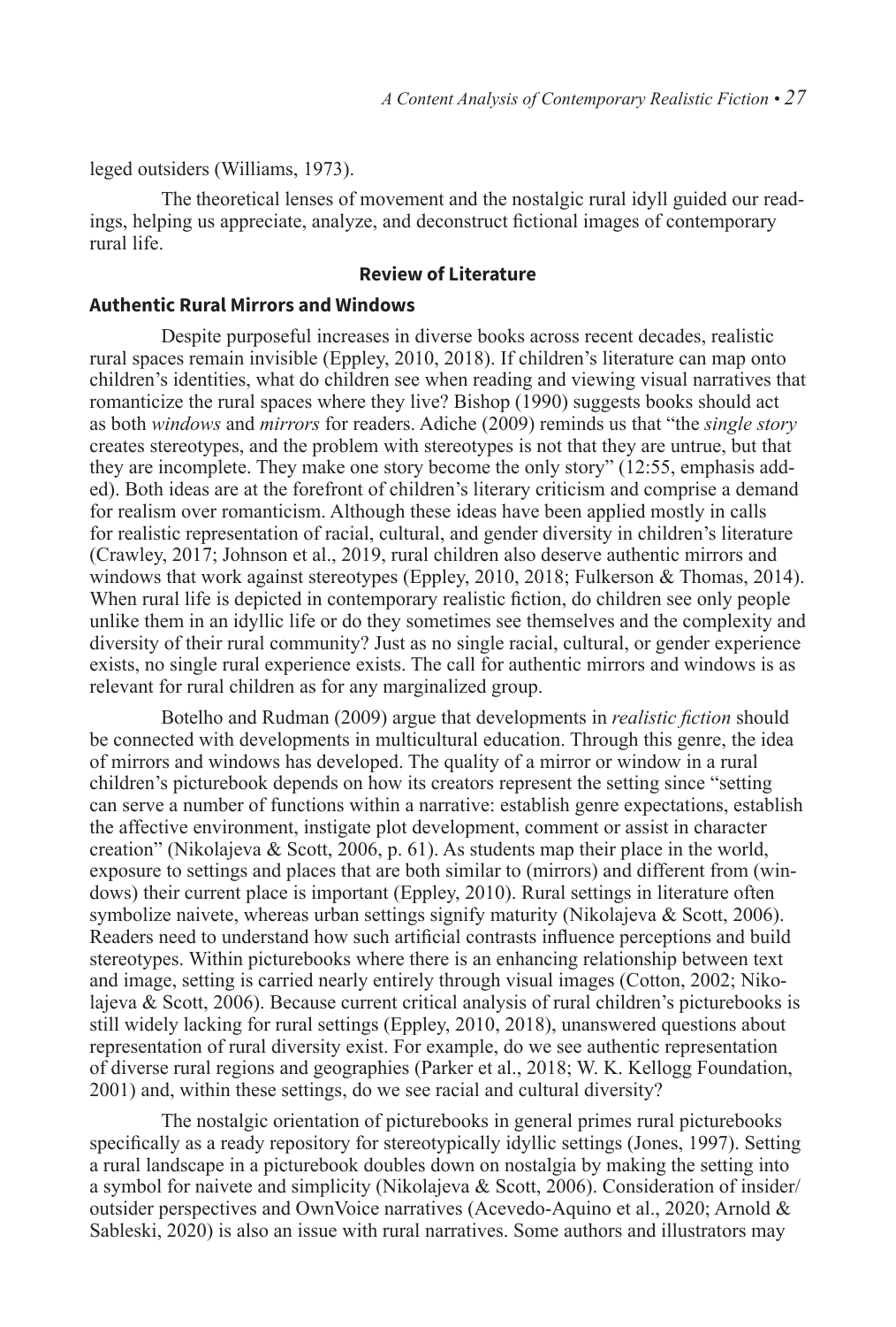leged outsiders (Williams, 1973).

The theoretical lenses of movement and the nostalgic rural idyll guided our readings, helping us appreciate, analyze, and deconstruct fictional images of contemporary rural life.

## Review of Literature

### Authentic Rural Mirrors and Windows

Despite purposeful increases in diverse books across recent decades, realistic rural spaces remain invisible (Eppley, 2010, 2018). If children's literature can map onto children's identities, what do children see when reading and viewing visual narratives that romanticize the rural spaces where they live? Bishop (1990) suggests books should act as both *windows* and *mirrors* for readers. Adiche (2009) reminds us that "the *single story* creates stereotypes, and the problem with stereotypes is not that they are untrue, but that they are incomplete. They make one story become the only story" (12:55, emphasis added). Both ideas are at the forefront of children's literary criticism and comprise a demand for realism over romanticism. Although these ideas have been applied mostly in calls for realistic representation of racial, cultural, and gender diversity in children's literature (Crawley, 2017; Johnson et al., 2019, rural children also deserve authentic mirrors and windows that work against stereotypes (Eppley, 2010, 2018; Fulkerson & Thomas, 2014). When rural life is depicted in contemporary realistic fiction, do children see only people unlike them in an idyllic life or do they sometimes see themselves and the complexity and diversity of their rural community? Just as no single racial, cultural, or gender experience exists, no single rural experience exists. The call for authentic mirrors and windows is as relevant for rural children as for any marginalized group.

Botelho and Rudman (2009) argue that developments in *realistic fiction* should be connected with developments in multicultural education. Through this genre, the idea of mirrors and windows has developed. The quality of a mirror or window in a rural children's picturebook depends on how its creators represent the setting since "setting can serve a number of functions within a narrative: establish genre expectations, establish the affective environment, instigate plot development, comment or assist in character creation" (Nikolajeva & Scott, 2006, p. 61). As students map their place in the world, exposure to settings and places that are both similar to (mirrors) and different from (windows) their current place is important (Eppley, 2010). Rural settings in literature often symbolize naivete, whereas urban settings signify maturity (Nikolajeva & Scott, 2006). Readers need to understand how such artificial contrasts influence perceptions and build stereotypes. Within picturebooks where there is an enhancing relationship between text and image, setting is carried nearly entirely through visual images (Cotton, 2002; Nikolajeva & Scott, 2006). Because current critical analysis of rural children's picturebooks is still widely lacking for rural settings (Eppley, 2010, 2018), unanswered questions about representation of rural diversity exist. For example, do we see authentic representation of diverse rural regions and geographies (Parker et al., 2018; W. K. Kellogg Foundation, 2001) and, within these settings, do we see racial and cultural diversity?

The nostalgic orientation of picturebooks in general primes rural picturebooks specifically as a ready repository for stereotypically idyllic settings (Jones, 1997). Setting a rural landscape in a picturebook doubles down on nostalgia by making the setting into a symbol for naivete and simplicity (Nikolajeva & Scott, 2006). Consideration of insider/outsider perspectives and OwnVoice narratives (Acevedo-Aquino et al., 2020; Arnold & Sableski, 2020) is also an issue with rural narratives. Some authors and illustrators may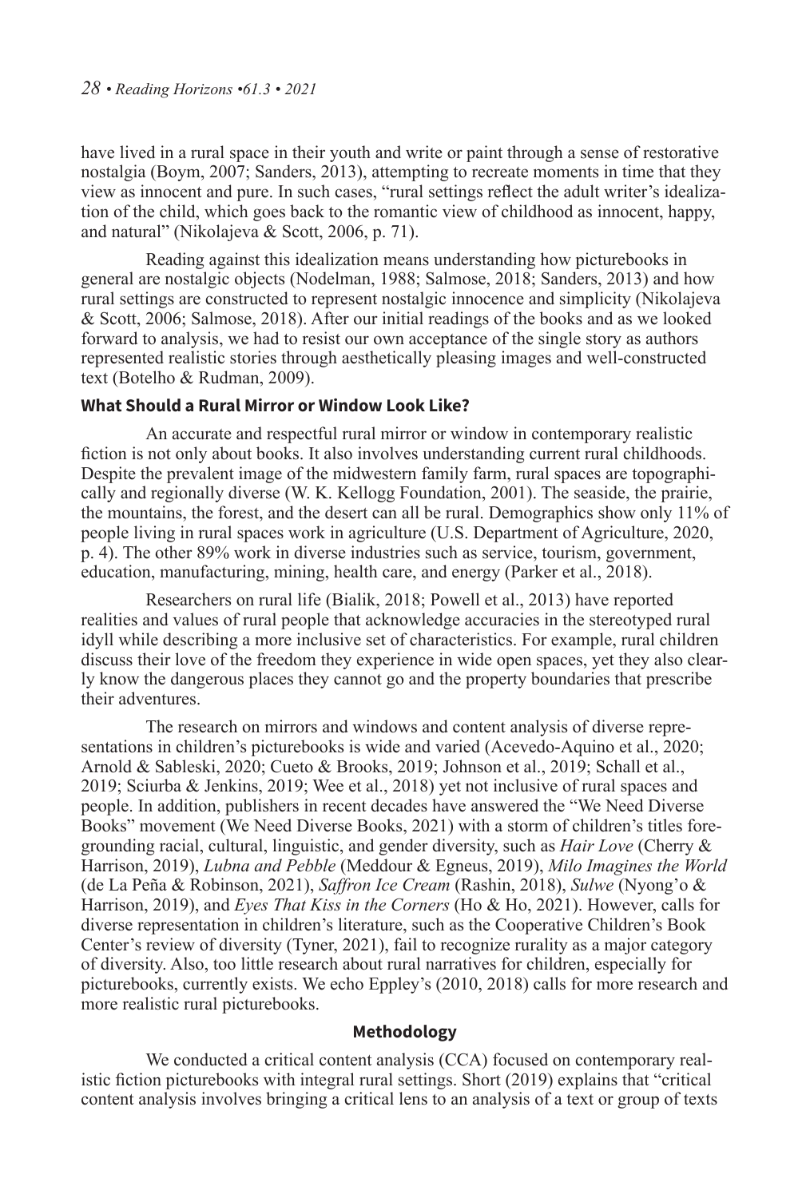have lived in a rural space in their youth and write or paint through a sense of restorative nostalgia (Boym, 2007; Sanders, 2013), attempting to recreate moments in time that they view as innocent and pure. In such cases, "rural settings reflect the adult writer's idealization of the child, which goes back to the romantic view of childhood as innocent, happy, and natural" (Nikolajeva & Scott, 2006, p. 71).

Reading against this idealization means understanding how picturebooks in general are nostalgic objects (Nodelman, 1988; Salmose, 2018; Sanders, 2013) and how rural settings are constructed to represent nostalgic innocence and simplicity (Nikolajeva & Scott, 2006; Salmose, 2018). After our initial readings of the books and as we looked forward to analysis, we had to resist our own acceptance of the single story as authors represented realistic stories through aesthetically pleasing images and well-constructed text (Botelho & Rudman, 2009).

### What Should a Rural Mirror or Window Look Like?

An accurate and respectful rural mirror or window in contemporary realistic fiction is not only about books. It also involves understanding current rural childhoods. Despite the prevalent image of the midwestern family farm, rural spaces are topographically and regionally diverse (W. K. Kellogg Foundation, 2001). The seaside, the prairie, the mountains, the forest, and the desert can all be rural. Demographics show only 11% of people living in rural spaces work in agriculture (U.S. Department of Agriculture, 2020, p. 4). The other 89% work in diverse industries such as service, tourism, government, education, manufacturing, mining, health care, and energy (Parker et al., 2018).

Researchers on rural life (Bialik, 2018; Powell et al., 2013) have reported realities and values of rural people that acknowledge accuracies in the stereotyped rural idyll while describing a more inclusive set of characteristics. For example, rural children discuss their love of the freedom they experience in wide open spaces, yet they also clearly know the dangerous places they cannot go and the property boundaries that prescribe their adventures.

The research on mirrors and windows and content analysis of diverse representations in children's picturebooks is wide and varied (Acevedo-Aquino et al., 2020; Arnold & Sableski, 2020; Cueto & Brooks, 2019; Johnson et al., 2019; Schall et al., 2019; Sciurba & Jenkins, 2019; Wee et al., 2018) yet not inclusive of rural spaces and people. In addition, publishers in recent decades have answered the "We Need Diverse Books" movement (We Need Diverse Books, 2021) with a storm of children's titles foregrounding racial, cultural, linguistic, and gender diversity, such as *Hair Love* (Cherry & Harrison, 2019), *Lubna and Pebble* (Meddour & Egneus, 2019), *Milo Imagines the World* (de La Peña & Robinson, 2021), *Saffron Ice Cream* (Rashin, 2018), *Sulwe* (Nyong'o & Harrison, 2019), and *Eyes That Kiss in the Corners* (Ho & Ho, 2021). However, calls for diverse representation in children's literature, such as the Cooperative Children's Book Center's review of diversity (Tyner, 2021), fail to recognize rurality as a major category of diversity. Also, too little research about rural narratives for children, especially for picturebooks, currently exists. We echo Eppley's (2010, 2018) calls for more research and more realistic rural picturebooks.

## Methodology

We conducted a critical content analysis (CCA) focused on contemporary realistic fiction picturebooks with integral rural settings. Short (2019) explains that "critical content analysis involves bringing a critical lens to an analysis of a text or group of texts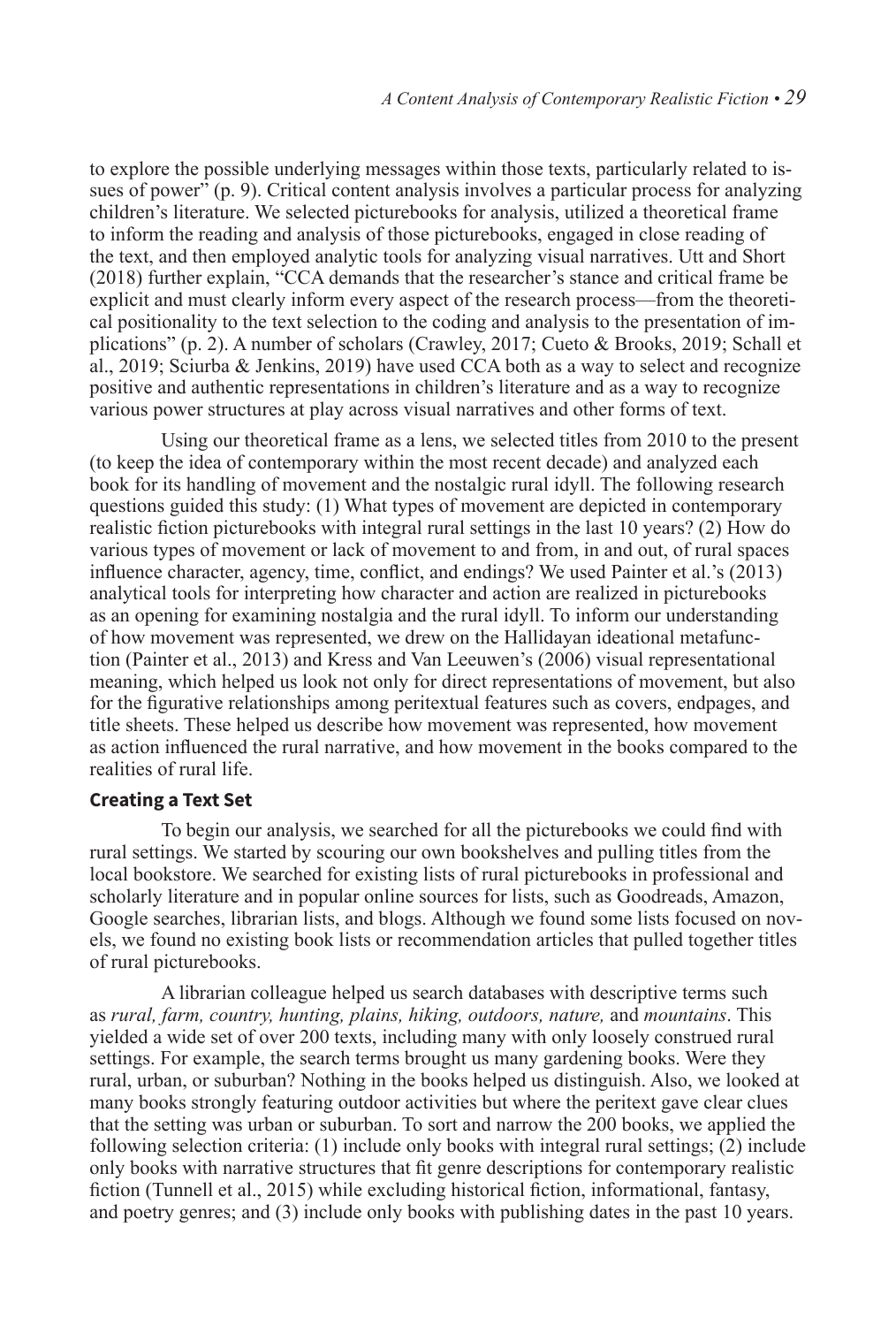to explore the possible underlying messages within those texts, particularly related to issues of power" (p. 9). Critical content analysis involves a particular process for analyzing children's literature. We selected picturebooks for analysis, utilized a theoretical frame to inform the reading and analysis of those picturebooks, engaged in close reading of the text, and then employed analytic tools for analyzing visual narratives. Utt and Short (2018) further explain, "CCA demands that the researcher's stance and critical frame be explicit and must clearly inform every aspect of the research process—from the theoretical positionality to the text selection to the coding and analysis to the presentation of implications" (p. 2). A number of scholars (Crawley, 2017; Cueto & Brooks, 2019; Schall et al., 2019; Sciurba & Jenkins, 2019) have used CCA both as a way to select and recognize positive and authentic representations in children's literature and as a way to recognize various power structures at play across visual narratives and other forms of text.

Using our theoretical frame as a lens, we selected titles from 2010 to the present (to keep the idea of contemporary within the most recent decade) and analyzed each book for its handling of movement and the nostalgic rural idyll. The following research questions guided this study: (1) What types of movement are depicted in contemporary realistic fiction picturebooks with integral rural settings in the last 10 years? (2) How do various types of movement or lack of movement to and from, in and out, of rural spaces influence character, agency, time, conflict, and endings? We used Painter et al.'s (2013) analytical tools for interpreting how character and action are realized in picturebooks as an opening for examining nostalgia and the rural idyll. To inform our understanding of how movement was represented, we drew on the Hallidayan ideational metafunction (Painter et al., 2013) and Kress and Van Leeuwen's (2006) visual representational meaning, which helped us look not only for direct representations of movement, but also for the figurative relationships among peritextual features such as covers, endpages, and title sheets. These helped us describe how movement was represented, how movement as action influenced the rural narrative, and how movement in the books compared to the realities of rural life.

### Creating a Text Set

To begin our analysis, we searched for all the picturebooks we could find with rural settings. We started by scouring our own bookshelves and pulling titles from the local bookstore. We searched for existing lists of rural picturebooks in professional and scholarly literature and in popular online sources for lists, such as Goodreads, Amazon, Google searches, librarian lists, and blogs. Although we found some lists focused on novels, we found no existing book lists or recommendation articles that pulled together titles of rural picturebooks.

A librarian colleague helped us search databases with descriptive terms such as *rural, farm, country, hunting, plains, hiking, outdoors, nature,* and *mountains*. This yielded a wide set of over 200 texts, including many with only loosely construed rural settings. For example, the search terms brought us many gardening books. Were they rural, urban, or suburban? Nothing in the books helped us distinguish. Also, we looked at many books strongly featuring outdoor activities but where the peritext gave clear clues that the setting was urban or suburban. To sort and narrow the 200 books, we applied the following selection criteria: (1) include only books with integral rural settings; (2) include only books with narrative structures that fit genre descriptions for contemporary realistic fiction (Tunnell et al., 2015) while excluding historical fiction, informational, fantasy, and poetry genres; and (3) include only books with publishing dates in the past 10 years.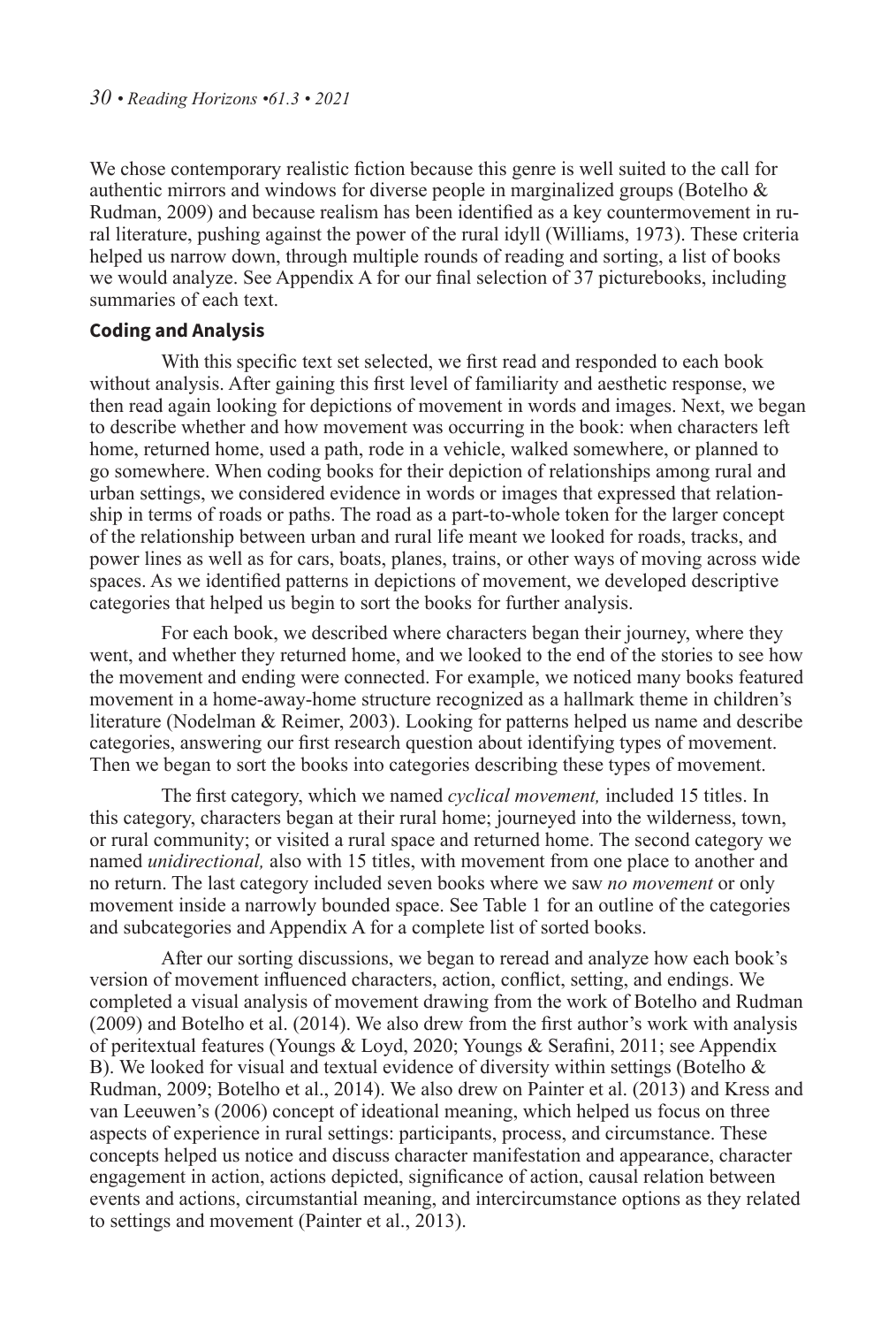We chose contemporary realistic fiction because this genre is well suited to the call for authentic mirrors and windows for diverse people in marginalized groups (Botelho & Rudman, 2009) and because realism has been identified as a key countermovement in rural literature, pushing against the power of the rural idyll (Williams, 1973). These criteria helped us narrow down, through multiple rounds of reading and sorting, a list of books we would analyze. See Appendix A for our final selection of 37 picturebooks, including summaries of each text.

### Coding and Analysis

With this specific text set selected, we first read and responded to each book without analysis. After gaining this first level of familiarity and aesthetic response, we then read again looking for depictions of movement in words and images. Next, we began to describe whether and how movement was occurring in the book: when characters left home, returned home, used a path, rode in a vehicle, walked somewhere, or planned to go somewhere. When coding books for their depiction of relationships among rural and urban settings, we considered evidence in words or images that expressed that relationship in terms of roads or paths. The road as a part-to-whole token for the larger concept of the relationship between urban and rural life meant we looked for roads, tracks, and power lines as well as for cars, boats, planes, trains, or other ways of moving across wide spaces. As we identified patterns in depictions of movement, we developed descriptive categories that helped us begin to sort the books for further analysis.

For each book, we described where characters began their journey, where they went, and whether they returned home, and we looked to the end of the stories to see how the movement and ending were connected. For example, we noticed many books featured movement in a home-away-home structure recognized as a hallmark theme in children's literature (Nodelman & Reimer, 2003). Looking for patterns helped us name and describe categories, answering our first research question about identifying types of movement. Then we began to sort the books into categories describing these types of movement.

The first category, which we named *cyclical movement,* included 15 titles. In this category, characters began at their rural home; journeyed into the wilderness, town, or rural community; or visited a rural space and returned home. The second category we named *unidirectional,* also with 15 titles, with movement from one place to another and no return. The last category included seven books where we saw *no movement* or only movement inside a narrowly bounded space. See Table 1 for an outline of the categories and subcategories and Appendix A for a complete list of sorted books.

After our sorting discussions, we began to reread and analyze how each book's version of movement influenced characters, action, conflict, setting, and endings. We completed a visual analysis of movement drawing from the work of Botelho and Rudman (2009) and Botelho et al. (2014). We also drew from the first author's work with analysis of peritextual features (Youngs & Loyd, 2020; Youngs & Serafini, 2011; see Appendix B). We looked for visual and textual evidence of diversity within settings (Botelho & Rudman, 2009; Botelho et al., 2014). We also drew on Painter et al. (2013) and Kress and van Leeuwen's (2006) concept of ideational meaning, which helped us focus on three aspects of experience in rural settings: participants, process, and circumstance. These concepts helped us notice and discuss character manifestation and appearance, character engagement in action, actions depicted, significance of action, causal relation between events and actions, circumstantial meaning, and intercircumstance options as they related to settings and movement (Painter et al., 2013).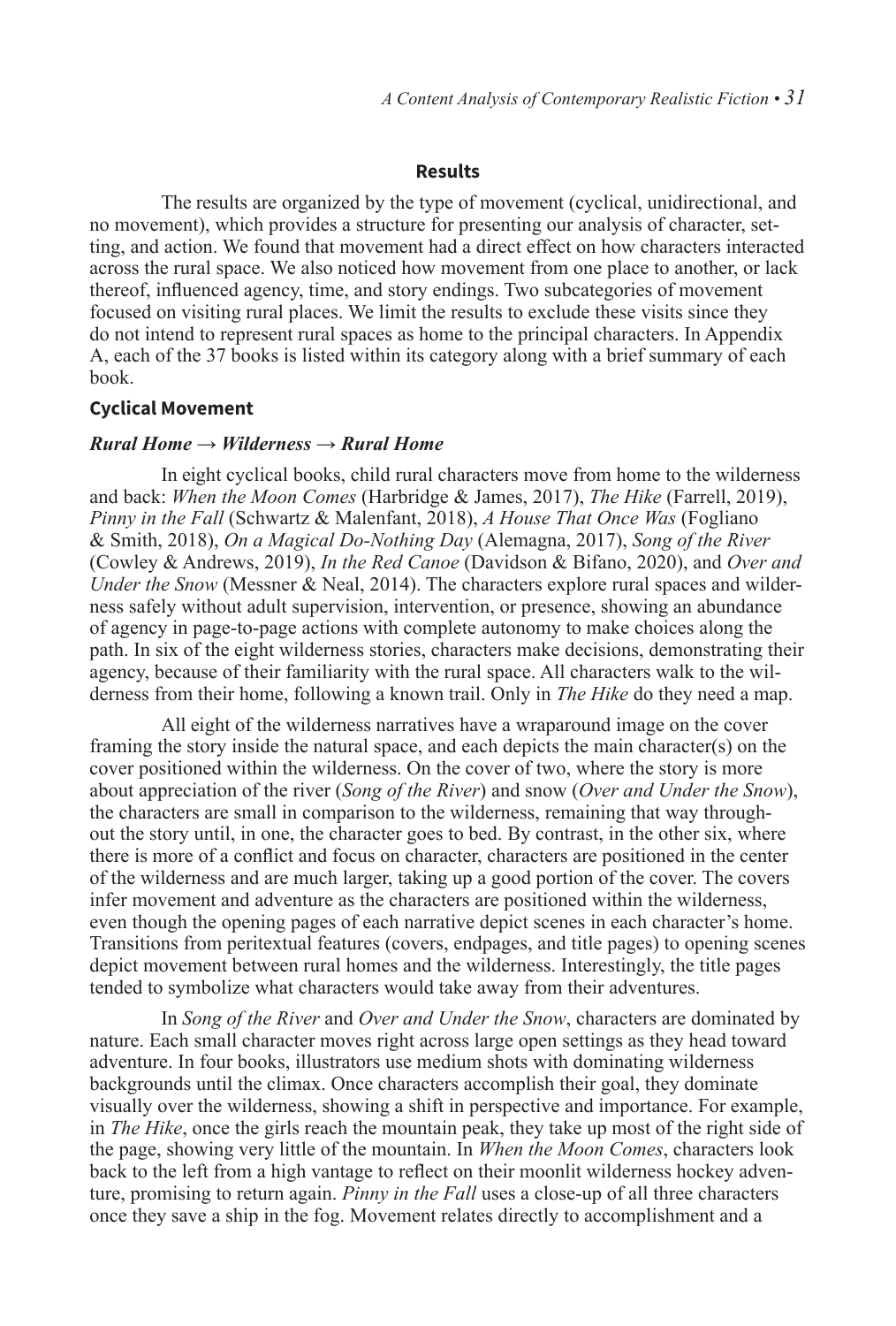## Results

The results are organized by the type of movement (cyclical, unidirectional, and no movement), which provides a structure for presenting our analysis of character, setting, and action. We found that movement had a direct effect on how characters interacted across the rural space. We also noticed how movement from one place to another, or lack thereof, influenced agency, time, and story endings. Two subcategories of movement focused on visiting rural places. We limit the results to exclude these visits since they do not intend to represent rural spaces as home to the principal characters. In Appendix A, each of the 37 books is listed within its category along with a brief summary of each book.

### Cyclical Movement

#### *Rural Home → Wilderness → Rural Home*

In eight cyclical books, child rural characters move from home to the wilderness and back: *When the Moon Comes* (Harbridge & James, 2017), *The Hike* (Farrell, 2019), *Pinny in the Fall* (Schwartz & Malenfant, 2018), *A House That Once Was* (Fogliano & Smith, 2018), *On a Magical Do-Nothing Day* (Alemagna, 2017), *Song of the River* (Cowley & Andrews, 2019), *In the Red Canoe* (Davidson & Bifano, 2020), and *Over and Under the Snow* (Messner & Neal, 2014). The characters explore rural spaces and wilderness safely without adult supervision, intervention, or presence, showing an abundance of agency in page-to-page actions with complete autonomy to make choices along the path. In six of the eight wilderness stories, characters make decisions, demonstrating their agency, because of their familiarity with the rural space. All characters walk to the wilderness from their home, following a known trail. Only in *The Hike* do they need a map.

All eight of the wilderness narratives have a wraparound image on the cover framing the story inside the natural space, and each depicts the main character(s) on the cover positioned within the wilderness. On the cover of two, where the story is more about appreciation of the river (*Song of the River*) and snow (*Over and Under the Snow*), the characters are small in comparison to the wilderness, remaining that way throughout the story until, in one, the character goes to bed. By contrast, in the other six, where there is more of a conflict and focus on character, characters are positioned in the center of the wilderness and are much larger, taking up a good portion of the cover. The covers infer movement and adventure as the characters are positioned within the wilderness, even though the opening pages of each narrative depict scenes in each character's home. Transitions from peritextual features (covers, endpages, and title pages) to opening scenes depict movement between rural homes and the wilderness. Interestingly, the title pages tended to symbolize what characters would take away from their adventures.

In *Song of the River* and *Over and Under the Snow*, characters are dominated by nature. Each small character moves right across large open settings as they head toward adventure. In four books, illustrators use medium shots with dominating wilderness backgrounds until the climax. Once characters accomplish their goal, they dominate visually over the wilderness, showing a shift in perspective and importance. For example, in *The Hike*, once the girls reach the mountain peak, they take up most of the right side of the page, showing very little of the mountain. In *When the Moon Comes*, characters look back to the left from a high vantage to reflect on their moonlit wilderness hockey adventure, promising to return again. *Pinny in the Fall* uses a close-up of all three characters once they save a ship in the fog. Movement relates directly to accomplishment and a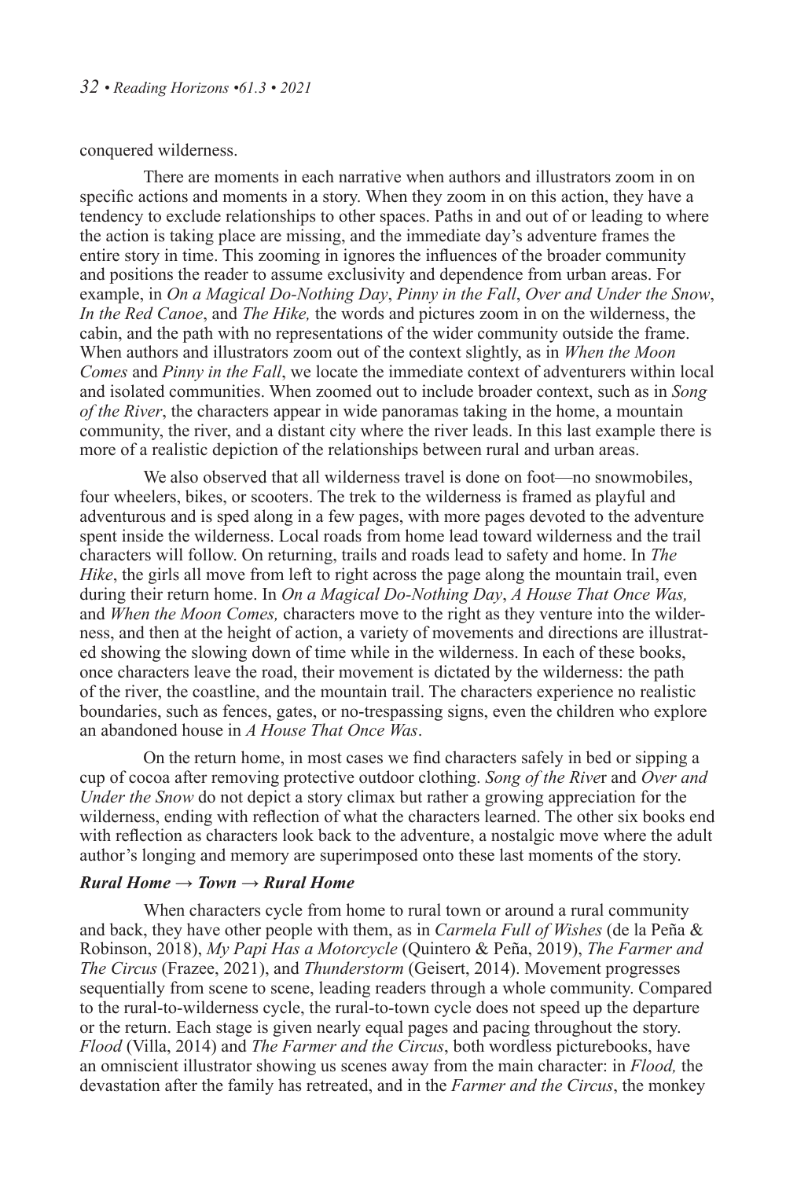conquered wilderness.

There are moments in each narrative when authors and illustrators zoom in on specific actions and moments in a story. When they zoom in on this action, they have a tendency to exclude relationships to other spaces. Paths in and out of or leading to where the action is taking place are missing, and the immediate day's adventure frames the entire story in time. This zooming in ignores the influences of the broader community and positions the reader to assume exclusivity and dependence from urban areas. For example, in *On a Magical Do-Nothing Day*, *Pinny in the Fall*, *Over and Under the Snow*, *In the Red Canoe*, and *The Hike,* the words and pictures zoom in on the wilderness, the cabin, and the path with no representations of the wider community outside the frame. When authors and illustrators zoom out of the context slightly, as in *When the Moon Comes* and *Pinny in the Fall*, we locate the immediate context of adventurers within local and isolated communities. When zoomed out to include broader context, such as in *Song of the River*, the characters appear in wide panoramas taking in the home, a mountain community, the river, and a distant city where the river leads. In this last example there is more of a realistic depiction of the relationships between rural and urban areas.

We also observed that all wilderness travel is done on foot—no snowmobiles, four wheelers, bikes, or scooters. The trek to the wilderness is framed as playful and adventurous and is sped along in a few pages, with more pages devoted to the adventure spent inside the wilderness. Local roads from home lead toward wilderness and the trail characters will follow. On returning, trails and roads lead to safety and home. In *The Hike*, the girls all move from left to right across the page along the mountain trail, even during their return home. In *On a Magical Do-Nothing Day*, *A House That Once Was,* and *When the Moon Comes,* characters move to the right as they venture into the wilderness, and then at the height of action, a variety of movements and directions are illustrated showing the slowing down of time while in the wilderness. In each of these books, once characters leave the road, their movement is dictated by the wilderness: the path of the river, the coastline, and the mountain trail. The characters experience no realistic boundaries, such as fences, gates, or no-trespassing signs, even the children who explore an abandoned house in *A House That Once Was*.

On the return home, in most cases we find characters safely in bed or sipping a cup of cocoa after removing protective outdoor clothing. *Song of the River* and *Over and Under the Snow* do not depict a story climax but rather a growing appreciation for the wilderness, ending with reflection of what the characters learned. The other six books end with reflection as characters look back to the adventure, a nostalgic move where the adult author's longing and memory are superimposed onto these last moments of the story.

### *Rural Home → Town → Rural Home*

When characters cycle from home to rural town or around a rural community and back, they have other people with them, as in *Carmela Full of Wishes* (de la Peña & Robinson, 2018), *My Papi Has a Motorcycle* (Quintero & Peña, 2019), *The Farmer and The Circus* (Frazee, 2021), and *Thunderstorm* (Geisert, 2014). Movement progresses sequentially from scene to scene, leading readers through a whole community. Compared to the rural-to-wilderness cycle, the rural-to-town cycle does not speed up the departure or the return. Each stage is given nearly equal pages and pacing throughout the story. *Flood* (Villa, 2014) and *The Farmer and the Circus*, both wordless picturebooks, have an omniscient illustrator showing us scenes away from the main character: in *Flood,* the devastation after the family has retreated, and in the *Farmer and the Circus*, the monkey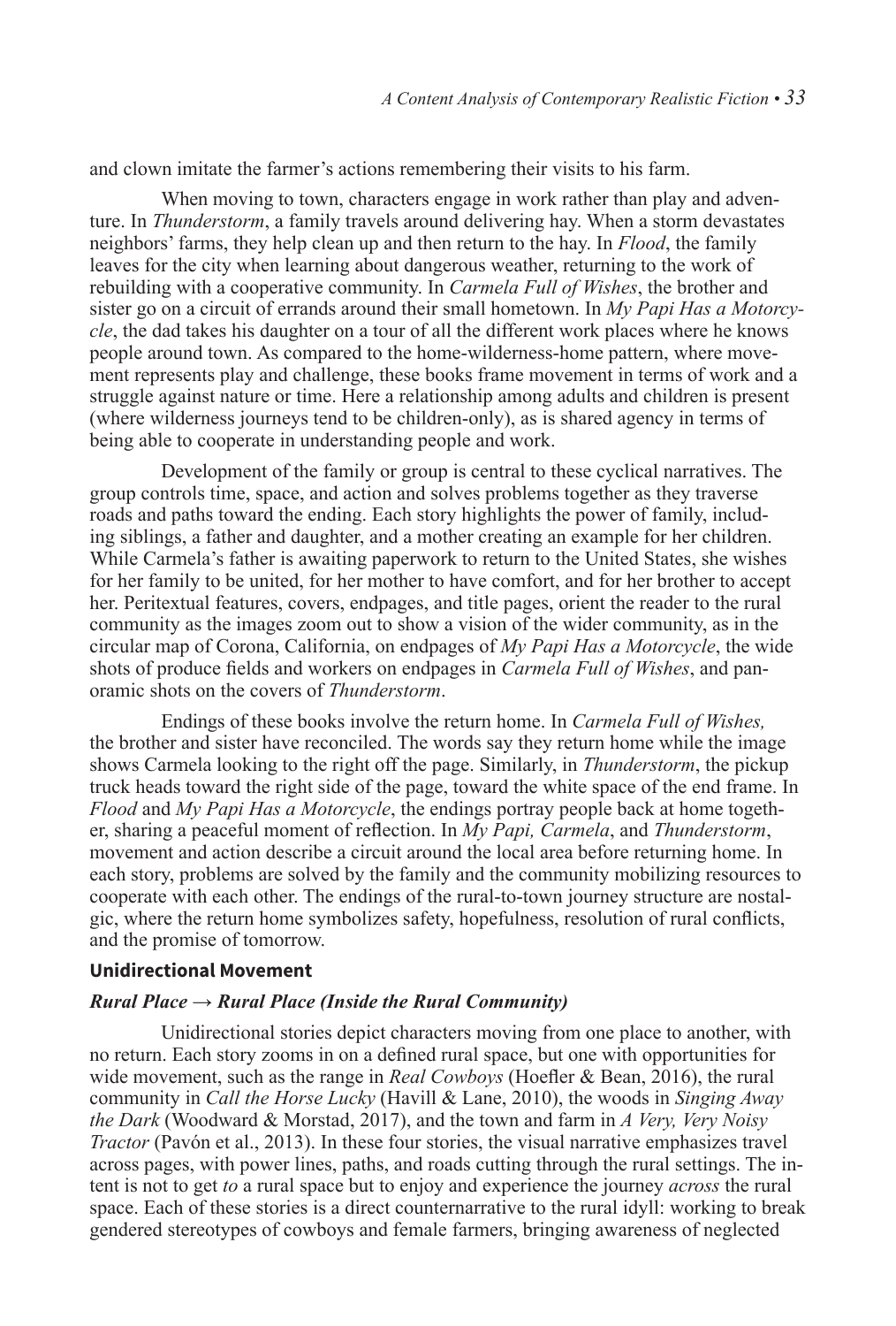and clown imitate the farmer's actions remembering their visits to his farm.

When moving to town, characters engage in work rather than play and adventure. In *Thunderstorm*, a family travels around delivering hay. When a storm devastates neighbors' farms, they help clean up and then return to the hay. In *Flood*, the family leaves for the city when learning about dangerous weather, returning to the work of rebuilding with a cooperative community. In *Carmela Full of Wishes*, the brother and sister go on a circuit of errands around their small hometown. In *My Papi Has a Motorcycle*, the dad takes his daughter on a tour of all the different work places where he knows people around town. As compared to the home-wilderness-home pattern, where movement represents play and challenge, these books frame movement in terms of work and a struggle against nature or time. Here a relationship among adults and children is present (where wilderness journeys tend to be children-only), as is shared agency in terms of being able to cooperate in understanding people and work.

Development of the family or group is central to these cyclical narratives. The group controls time, space, and action and solves problems together as they traverse roads and paths toward the ending. Each story highlights the power of family, including siblings, a father and daughter, and a mother creating an example for her children. While Carmela's father is awaiting paperwork to return to the United States, she wishes for her family to be united, for her mother to have comfort, and for her brother to accept her. Peritextual features, covers, endpages, and title pages, orient the reader to the rural community as the images zoom out to show a vision of the wider community, as in the circular map of Corona, California, on endpages of *My Papi Has a Motorcycle*, the wide shots of produce fields and workers on endpages in *Carmela Full of Wishes*, and panoramic shots on the covers of *Thunderstorm*.

Endings of these books involve the return home. In *Carmela Full of Wishes,* the brother and sister have reconciled. The words say they return home while the image shows Carmela looking to the right off the page. Similarly, in *Thunderstorm*, the pickup truck heads toward the right side of the page, toward the white space of the end frame. In *Flood* and *My Papi Has a Motorcycle*, the endings portray people back at home together, sharing a peaceful moment of reflection. In *My Papi, Carmela*, and *Thunderstorm*, movement and action describe a circuit around the local area before returning home. In each story, problems are solved by the family and the community mobilizing resources to cooperate with each other. The endings of the rural-to-town journey structure are nostalgic, where the return home symbolizes safety, hopefulness, resolution of rural conflicts, and the promise of tomorrow.

### Unidirectional Movement

#### *Rural Place → Rural Place (Inside the Rural Community)*

Unidirectional stories depict characters moving from one place to another, with no return. Each story zooms in on a defined rural space, but one with opportunities for wide movement, such as the range in *Real Cowboys* (Hoefler & Bean, 2016), the rural community in *Call the Horse Lucky* (Havill & Lane, 2010), the woods in *Singing Away the Dark* (Woodward & Morstad, 2017), and the town and farm in *A Very, Very Noisy Tractor* (Pavón et al., 2013). In these four stories, the visual narrative emphasizes travel across pages, with power lines, paths, and roads cutting through the rural settings. The intent is not to get *to* a rural space but to enjoy and experience the journey *across* the rural space. Each of these stories is a direct counternarrative to the rural idyll: working to break gendered stereotypes of cowboys and female farmers, bringing awareness of neglected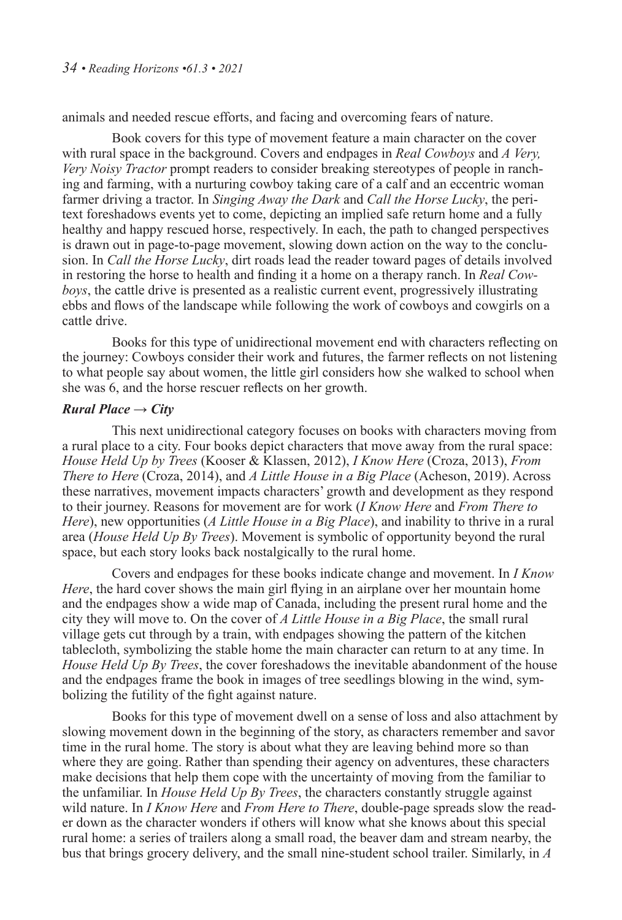animals and needed rescue efforts, and facing and overcoming fears of nature.

Book covers for this type of movement feature a main character on the cover with rural space in the background. Covers and endpages in *Real Cowboys* and *A Very, Very Noisy Tractor* prompt readers to consider breaking stereotypes of people in ranching and farming, with a nurturing cowboy taking care of a calf and an eccentric woman farmer driving a tractor. In *Singing Away the Dark* and *Call the Horse Lucky*, the peritext foreshadows events yet to come, depicting an implied safe return home and a fully healthy and happy rescued horse, respectively. In each, the path to changed perspectives is drawn out in page-to-page movement, slowing down action on the way to the conclusion. In *Call the Horse Lucky*, dirt roads lead the reader toward pages of details involved in restoring the horse to health and finding it a home on a therapy ranch. In *Real Cowboys*, the cattle drive is presented as a realistic current event, progressively illustrating ebbs and flows of the landscape while following the work of cowboys and cowgirls on a cattle drive.

Books for this type of unidirectional movement end with characters reflecting on the journey: Cowboys consider their work and futures, the farmer reflects on not listening to what people say about women, the little girl considers how she walked to school when she was 6, and the horse rescuer reflects on her growth.

### *Rural Place → City*

This next unidirectional category focuses on books with characters moving from a rural place to a city. Four books depict characters that move away from the rural space: *House Held Up by Trees* (Kooser & Klassen, 2012), *I Know Here* (Croza, 2013), *From There to Here* (Croza, 2014), and *A Little House in a Big Place* (Acheson, 2019). Across these narratives, movement impacts characters' growth and development as they respond to their journey. Reasons for movement are for work (*I Know Here* and *From There to Here*), new opportunities (*A Little House in a Big Place*), and inability to thrive in a rural area (*House Held Up By Trees*). Movement is symbolic of opportunity beyond the rural space, but each story looks back nostalgically to the rural home.

Covers and endpages for these books indicate change and movement. In *I Know Here*, the hard cover shows the main girl flying in an airplane over her mountain home and the endpages show a wide map of Canada, including the present rural home and the city they will move to. On the cover of *A Little House in a Big Place*, the small rural village gets cut through by a train, with endpages showing the pattern of the kitchen tablecloth, symbolizing the stable home the main character can return to at any time. In *House Held Up By Trees*, the cover foreshadows the inevitable abandonment of the house and the endpages frame the book in images of tree seedlings blowing in the wind, symbolizing the futility of the fight against nature.

Books for this type of movement dwell on a sense of loss and also attachment by slowing movement down in the beginning of the story, as characters remember and savor time in the rural home. The story is about what they are leaving behind more so than where they are going. Rather than spending their agency on adventures, these characters make decisions that help them cope with the uncertainty of moving from the familiar to the unfamiliar. In *House Held Up By Trees*, the characters constantly struggle against wild nature. In *I Know Here* and *From Here to There*, double-page spreads slow the reader down as the character wonders if others will know what she knows about this special rural home: a series of trailers along a small road, the beaver dam and stream nearby, the bus that brings grocery delivery, and the small nine-student school trailer. Similarly, in *A*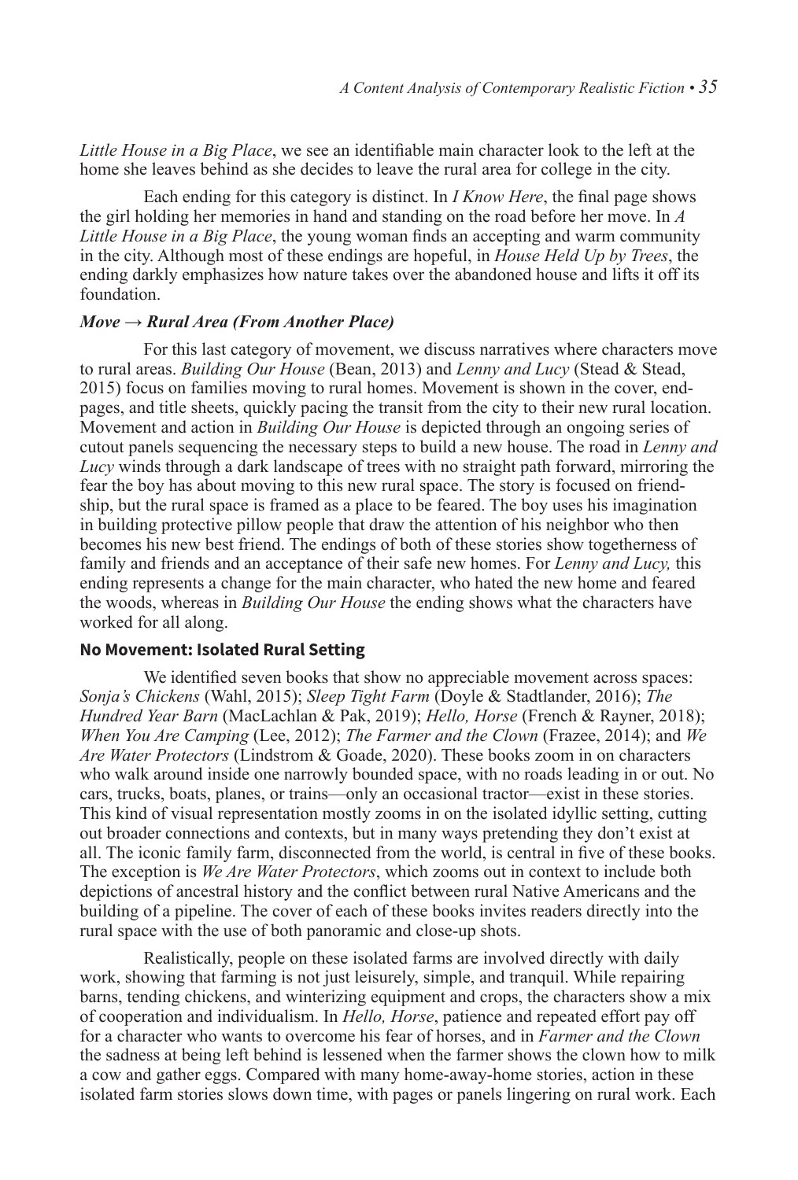*Little House in a Big Place*, we see an identifiable main character look to the left at the home she leaves behind as she decides to leave the rural area for college in the city.

Each ending for this category is distinct. In *I Know Here*, the final page shows the girl holding her memories in hand and standing on the road before her move. In *A Little House in a Big Place*, the young woman finds an accepting and warm community in the city. Although most of these endings are hopeful, in *House Held Up by Trees*, the ending darkly emphasizes how nature takes over the abandoned house and lifts it off its foundation.

### *Move → Rural Area (From Another Place)*

For this last category of movement, we discuss narratives where characters move to rural areas. *Building Our House* (Bean, 2013) and *Lenny and Lucy* (Stead & Stead, 2015) focus on families moving to rural homes. Movement is shown in the cover, endpages, and title sheets, quickly pacing the transit from the city to their new rural location. Movement and action in *Building Our House* is depicted through an ongoing series of cutout panels sequencing the necessary steps to build a new house. The road in *Lenny and Lucy* winds through a dark landscape of trees with no straight path forward, mirroring the fear the boy has about moving to this new rural space. The story is focused on friendship, but the rural space is framed as a place to be feared. The boy uses his imagination in building protective pillow people that draw the attention of his neighbor who then becomes his new best friend. The endings of both of these stories show togetherness of family and friends and an acceptance of their safe new homes. For *Lenny and Lucy,* this ending represents a change for the main character, who hated the new home and feared the woods, whereas in *Building Our House* the ending shows what the characters have worked for all along.

## No Movement: Isolated Rural Setting

We identified seven books that show no appreciable movement across spaces: *Sonja's Chickens* (Wahl, 2015); *Sleep Tight Farm* (Doyle & Stadtlander, 2016); *The Hundred Year Barn* (MacLachlan & Pak, 2019); *Hello, Horse* (French & Rayner, 2018); *When You Are Camping* (Lee, 2012); *The Farmer and the Clown* (Frazee, 2014); and *We Are Water Protectors* (Lindstrom & Goade, 2020). These books zoom in on characters who walk around inside one narrowly bounded space, with no roads leading in or out. No cars, trucks, boats, planes, or trains—only an occasional tractor—exist in these stories. This kind of visual representation mostly zooms in on the isolated idyllic setting, cutting out broader connections and contexts, but in many ways pretending they don't exist at all. The iconic family farm, disconnected from the world, is central in five of these books. The exception is *We Are Water Protectors*, which zooms out in context to include both depictions of ancestral history and the conflict between rural Native Americans and the building of a pipeline. The cover of each of these books invites readers directly into the rural space with the use of both panoramic and close-up shots.

Realistically, people on these isolated farms are involved directly with daily work, showing that farming is not just leisurely, simple, and tranquil. While repairing barns, tending chickens, and winterizing equipment and crops, the characters show a mix of cooperation and individualism. In *Hello, Horse*, patience and repeated effort pay off for a character who wants to overcome his fear of horses, and in *Farmer and the Clown* the sadness at being left behind is lessened when the farmer shows the clown how to milk a cow and gather eggs. Compared with many home-away-home stories, action in these isolated farm stories slows down time, with pages or panels lingering on rural work. Each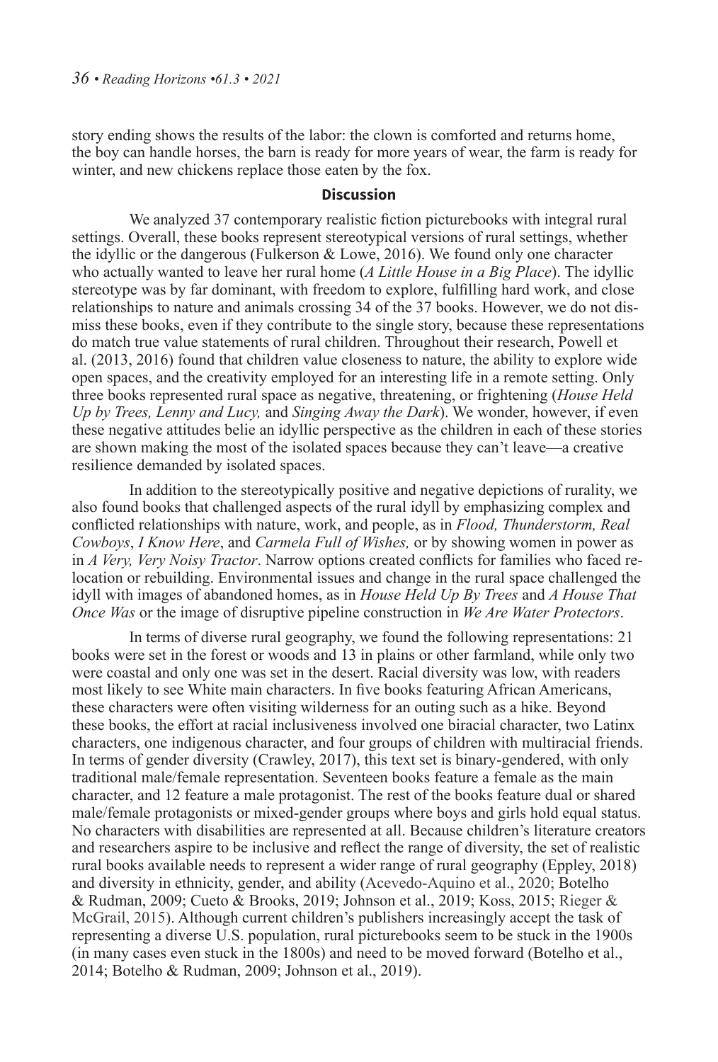story ending shows the results of the labor: the clown is comforted and returns home, the boy can handle horses, the barn is ready for more years of wear, the farm is ready for winter, and new chickens replace those eaten by the fox.

## Discussion

We analyzed 37 contemporary realistic fiction picturebooks with integral rural settings. Overall, these books represent stereotypical versions of rural settings, whether the idyllic or the dangerous (Fulkerson & Lowe, 2016). We found only one character who actually wanted to leave her rural home (*A Little House in a Big Place*). The idyllic stereotype was by far dominant, with freedom to explore, fulfilling hard work, and close relationships to nature and animals crossing 34 of the 37 books. However, we do not dismiss these books, even if they contribute to the single story, because these representations do match true value statements of rural children. Throughout their research, Powell et al. (2013, 2016) found that children value closeness to nature, the ability to explore wide open spaces, and the creativity employed for an interesting life in a remote setting. Only three books represented rural space as negative, threatening, or frightening (*House Held Up by Trees, Lenny and Lucy,* and *Singing Away the Dark*). We wonder, however, if even these negative attitudes belie an idyllic perspective as the children in each of these stories are shown making the most of the isolated spaces because they can't leave—a creative resilience demanded by isolated spaces.

In addition to the stereotypically positive and negative depictions of rurality, we also found books that challenged aspects of the rural idyll by emphasizing complex and conflicted relationships with nature, work, and people, as in *Flood, Thunderstorm, Real Cowboys*, *I Know Here*, and *Carmela Full of Wishes,* or by showing women in power as in *A Very, Very Noisy Tractor*. Narrow options created conflicts for families who faced relocation or rebuilding. Environmental issues and change in the rural space challenged the idyll with images of abandoned homes, as in *House Held Up By Trees* and *A House That Once Was* or the image of disruptive pipeline construction in *We Are Water Protectors*.

In terms of diverse rural geography, we found the following representations: 21 books were set in the forest or woods and 13 in plains or other farmland, while only two were coastal and only one was set in the desert. Racial diversity was low, with readers most likely to see White main characters. In five books featuring African Americans, these characters were often visiting wilderness for an outing such as a hike. Beyond these books, the effort at racial inclusiveness involved one biracial character, two Latinx characters, one indigenous character, and four groups of children with multiracial friends. In terms of gender diversity (Crawley, 2017), this text set is binary-gendered, with only traditional male/female representation. Seventeen books feature a female as the main character, and 12 feature a male protagonist. The rest of the books feature dual or shared male/female protagonists or mixed-gender groups where boys and girls hold equal status. No characters with disabilities are represented at all. Because children's literature creators and researchers aspire to be inclusive and reflect the range of diversity, the set of realistic rural books available needs to represent a wider range of rural geography (Eppley, 2018) and diversity in ethnicity, gender, and ability (Acevedo-Aquino et al., 2020; Botelho & Rudman, 2009; Cueto & Brooks, 2019; Johnson et al., 2019; Koss, 2015; Rieger & McGrail, 2015). Although current children's publishers increasingly accept the task of representing a diverse U.S. population, rural picturebooks seem to be stuck in the 1900s (in many cases even stuck in the 1800s) and need to be moved forward (Botelho et al., 2014; Botelho & Rudman, 2009; Johnson et al., 2019).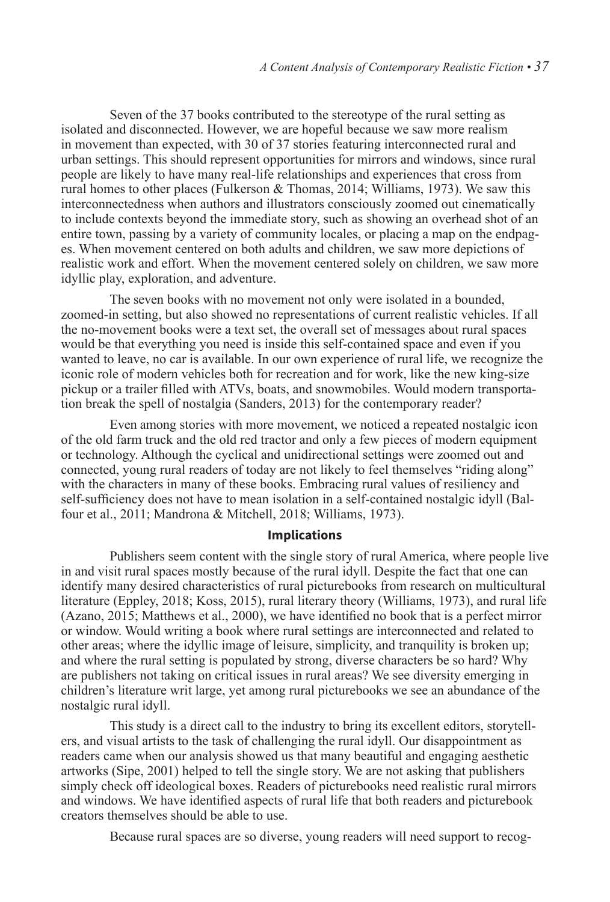Seven of the 37 books contributed to the stereotype of the rural setting as isolated and disconnected. However, we are hopeful because we saw more realism in movement than expected, with 30 of 37 stories featuring interconnected rural and urban settings. This should represent opportunities for mirrors and windows, since rural people are likely to have many real-life relationships and experiences that cross from rural homes to other places (Fulkerson & Thomas, 2014; Williams, 1973). We saw this interconnectedness when authors and illustrators consciously zoomed out cinematically to include contexts beyond the immediate story, such as showing an overhead shot of an entire town, passing by a variety of community locales, or placing a map on the endpages. When movement centered on both adults and children, we saw more depictions of realistic work and effort. When the movement centered solely on children, we saw more idyllic play, exploration, and adventure.

The seven books with no movement not only were isolated in a bounded, zoomed-in setting, but also showed no representations of current realistic vehicles. If all the no-movement books were a text set, the overall set of messages about rural spaces would be that everything you need is inside this self-contained space and even if you wanted to leave, no car is available. In our own experience of rural life, we recognize the iconic role of modern vehicles both for recreation and for work, like the new king-size pickup or a trailer filled with ATVs, boats, and snowmobiles. Would modern transportation break the spell of nostalgia (Sanders, 2013) for the contemporary reader?

Even among stories with more movement, we noticed a repeated nostalgic icon of the old farm truck and the old red tractor and only a few pieces of modern equipment or technology. Although the cyclical and unidirectional settings were zoomed out and connected, young rural readers of today are not likely to feel themselves "riding along" with the characters in many of these books. Embracing rural values of resiliency and self-sufficiency does not have to mean isolation in a self-contained nostalgic idyll (Balfour et al., 2011; Mandrona & Mitchell, 2018; Williams, 1973).

## Implications

Publishers seem content with the single story of rural America, where people live in and visit rural spaces mostly because of the rural idyll. Despite the fact that one can identify many desired characteristics of rural picturebooks from research on multicultural literature (Eppley, 2018; Koss, 2015), rural literary theory (Williams, 1973), and rural life (Azano, 2015; Matthews et al., 2000), we have identified no book that is a perfect mirror or window. Would writing a book where rural settings are interconnected and related to other areas; where the idyllic image of leisure, simplicity, and tranquility is broken up; and where the rural setting is populated by strong, diverse characters be so hard? Why are publishers not taking on critical issues in rural areas? We see diversity emerging in children's literature writ large, yet among rural picturebooks we see an abundance of the nostalgic rural idyll.

This study is a direct call to the industry to bring its excellent editors, storytellers, and visual artists to the task of challenging the rural idyll. Our disappointment as readers came when our analysis showed us that many beautiful and engaging aesthetic artworks (Sipe, 2001) helped to tell the single story. We are not asking that publishers simply check off ideological boxes. Readers of picturebooks need realistic rural mirrors and windows. We have identified aspects of rural life that both readers and picturebook creators themselves should be able to use.

Because rural spaces are so diverse, young readers will need support to recog-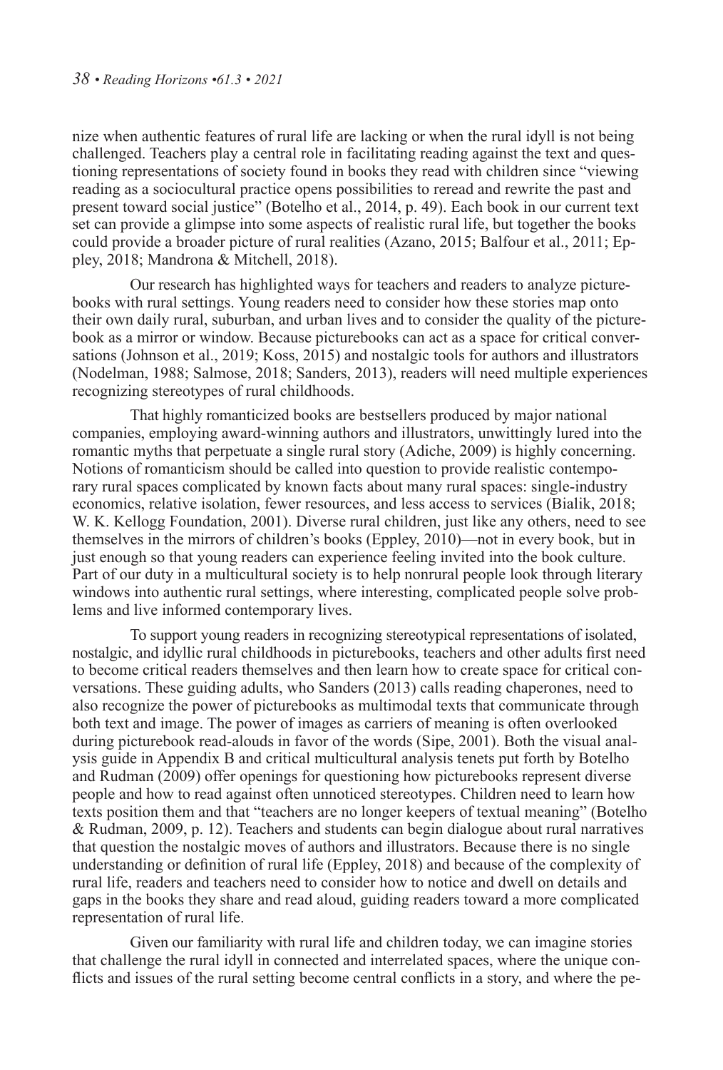nize when authentic features of rural life are lacking or when the rural idyll is not being challenged. Teachers play a central role in facilitating reading against the text and questioning representations of society found in books they read with children since "viewing reading as a sociocultural practice opens possibilities to reread and rewrite the past and present toward social justice" (Botelho et al., 2014, p. 49). Each book in our current text set can provide a glimpse into some aspects of realistic rural life, but together the books could provide a broader picture of rural realities (Azano, 2015; Balfour et al., 2011; Eppley, 2018; Mandrona & Mitchell, 2018).

Our research has highlighted ways for teachers and readers to analyze picturebooks with rural settings. Young readers need to consider how these stories map onto their own daily rural, suburban, and urban lives and to consider the quality of the picturebook as a mirror or window. Because picturebooks can act as a space for critical conversations (Johnson et al., 2019; Koss, 2015) and nostalgic tools for authors and illustrators (Nodelman, 1988; Salmose, 2018; Sanders, 2013), readers will need multiple experiences recognizing stereotypes of rural childhoods.

That highly romanticized books are bestsellers produced by major national companies, employing award-winning authors and illustrators, unwittingly lured into the romantic myths that perpetuate a single rural story (Adiche, 2009) is highly concerning. Notions of romanticism should be called into question to provide realistic contemporary rural spaces complicated by known facts about many rural spaces: single-industry economics, relative isolation, fewer resources, and less access to services (Bialik, 2018; W. K. Kellogg Foundation, 2001). Diverse rural children, just like any others, need to see themselves in the mirrors of children's books (Eppley, 2010)—not in every book, but in just enough so that young readers can experience feeling invited into the book culture. Part of our duty in a multicultural society is to help nonrural people look through literary windows into authentic rural settings, where interesting, complicated people solve problems and live informed contemporary lives.

To support young readers in recognizing stereotypical representations of isolated, nostalgic, and idyllic rural childhoods in picturebooks, teachers and other adults first need to become critical readers themselves and then learn how to create space for critical conversations. These guiding adults, who Sanders (2013) calls reading chaperones, need to also recognize the power of picturebooks as multimodal texts that communicate through both text and image. The power of images as carriers of meaning is often overlooked during picturebook read-alouds in favor of the words (Sipe, 2001). Both the visual analysis guide in Appendix B and critical multicultural analysis tenets put forth by Botelho and Rudman (2009) offer openings for questioning how picturebooks represent diverse people and how to read against often unnoticed stereotypes. Children need to learn how texts position them and that "teachers are no longer keepers of textual meaning" (Botelho & Rudman, 2009, p. 12). Teachers and students can begin dialogue about rural narratives that question the nostalgic moves of authors and illustrators. Because there is no single understanding or definition of rural life (Eppley, 2018) and because of the complexity of rural life, readers and teachers need to consider how to notice and dwell on details and gaps in the books they share and read aloud, guiding readers toward a more complicated representation of rural life.

Given our familiarity with rural life and children today, we can imagine stories that challenge the rural idyll in connected and interrelated spaces, where the unique conflicts and issues of the rural setting become central conflicts in a story, and where the pe-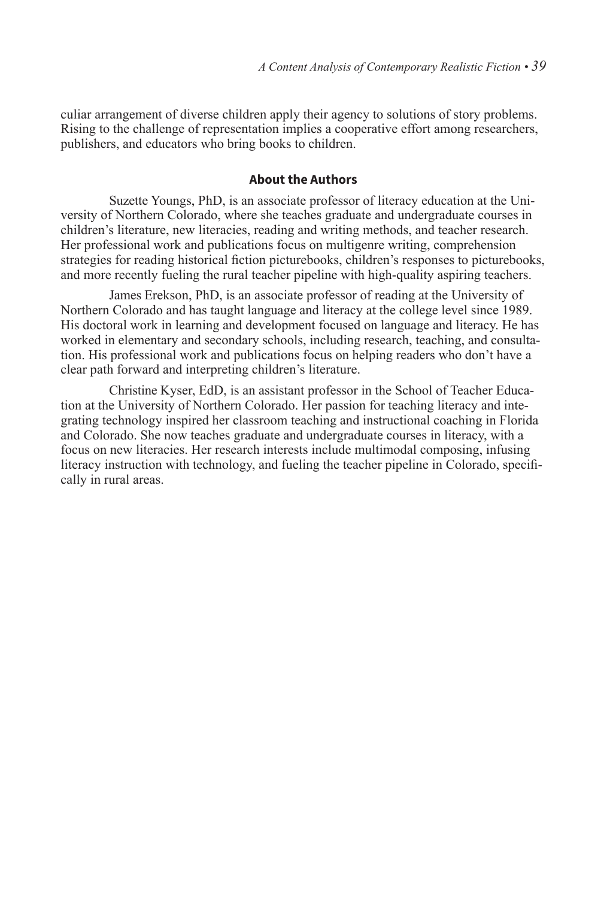culiar arrangement of diverse children apply their agency to solutions of story problems. Rising to the challenge of representation implies a cooperative effort among researchers, publishers, and educators who bring books to children.

## About the Authors

Suzette Youngs, PhD, is an associate professor of literacy education at the University of Northern Colorado, where she teaches graduate and undergraduate courses in children's literature, new literacies, reading and writing methods, and teacher research. Her professional work and publications focus on multigenre writing, comprehension strategies for reading historical fiction picturebooks, children's responses to picturebooks, and more recently fueling the rural teacher pipeline with high-quality aspiring teachers.

James Erekson, PhD, is an associate professor of reading at the University of Northern Colorado and has taught language and literacy at the college level since 1989. His doctoral work in learning and development focused on language and literacy. He has worked in elementary and secondary schools, including research, teaching, and consultation. His professional work and publications focus on helping readers who don't have a clear path forward and interpreting children's literature.

Christine Kyser, EdD, is an assistant professor in the School of Teacher Education at the University of Northern Colorado. Her passion for teaching literacy and integrating technology inspired her classroom teaching and instructional coaching in Florida and Colorado. She now teaches graduate and undergraduate courses in literacy, with a focus on new literacies. Her research interests include multimodal composing, infusing literacy instruction with technology, and fueling the teacher pipeline in Colorado, specifically in rural areas.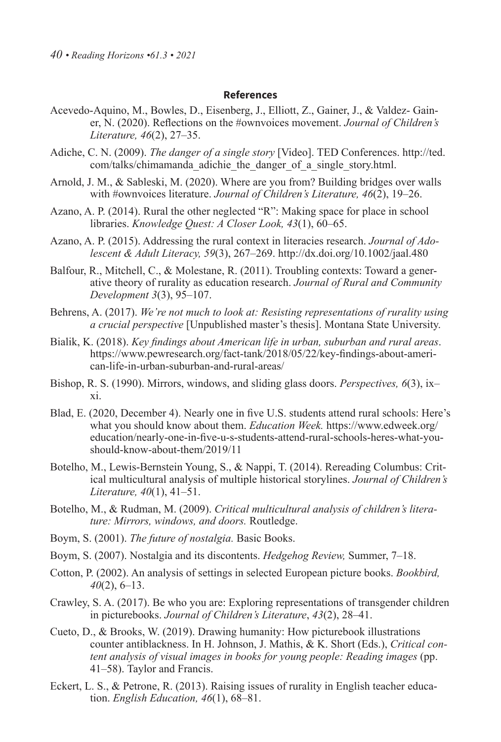## References

Acevedo-Aquino, M., Bowles, D., Eisenberg, J., Elliott, Z., Gainer, J., & Valdez- Gainer, N. (2020). Reflections on the #ownvoices movement. *Journal of Children's Literature, 46*(2), 27–35.

Adiche, C. N. (2009). *The danger of a single story* [Video]. TED Conferences. http://ted.com/talks/chimamanda_adichie_the_danger_of_a_single_story.html.

Arnold, J. M., & Sableski, M. (2020). Where are you from? Building bridges over walls with #ownvoices literature. *Journal of Children's Literature, 46*(2), 19–26.

Azano, A. P. (2014). Rural the other neglected "R": Making space for place in school libraries. *Knowledge Quest: A Closer Look, 43*(1), 60–65.

Azano, A. P. (2015). Addressing the rural context in literacies research. *Journal of Adolescent & Adult Literacy, 59*(3), 267–269. http://dx.doi.org/10.1002/jaal.480

Balfour, R., Mitchell, C., & Molestane, R. (2011). Troubling contexts: Toward a generative theory of rurality as education research. *Journal of Rural and Community Development 3*(3), 95–107.

Behrens, A. (2017). *We're not much to look at: Resisting representations of rurality using a crucial perspective* [Unpublished master's thesis]. Montana State University.

Bialik, K. (2018). *Key findings about American life in urban, suburban and rural areas*. https://www.pewresearch.org/fact-tank/2018/05/22/key-findings-about-american-life-in-urban-suburban-and-rural-areas/

Bishop, R. S. (1990). Mirrors, windows, and sliding glass doors. *Perspectives, 6*(3), ix–xi.

Blad, E. (2020, December 4). Nearly one in five U.S. students attend rural schools: Here's what you should know about them. *Education Week.* https://www.edweek.org/education/nearly-one-in-five-u-s-students-attend-rural-schools-heres-what-you-should-know-about-them/2019/11

Botelho, M., Lewis-Bernstein Young, S., & Nappi, T. (2014). Rereading Columbus: Critical multicultural analysis of multiple historical storylines. *Journal of Children's Literature, 40*(1), 41–51.

Botelho, M., & Rudman, M. (2009). *Critical multicultural analysis of children's literature: Mirrors, windows, and doors.* Routledge.

Boym, S. (2001). *The future of nostalgia.* Basic Books.

Boym, S. (2007). Nostalgia and its discontents. *Hedgehog Review,* Summer, 7–18.

Cotton, P. (2002). An analysis of settings in selected European picture books. *Bookbird, 40*(2), 6–13.

Crawley, S. A. (2017). Be who you are: Exploring representations of transgender children in picturebooks. *Journal of Children's Literature*, *43*(2), 28–41.

Cueto, D., & Brooks, W. (2019). Drawing humanity: How picturebook illustrations counter antiblackness. In H. Johnson, J. Mathis, & K. Short (Eds.), *Critical content analysis of visual images in books for young people: Reading images* (pp. 41–58). Taylor and Francis.

Eckert, L. S., & Petrone, R. (2013). Raising issues of rurality in English teacher education. *English Education, 46*(1), 68–81.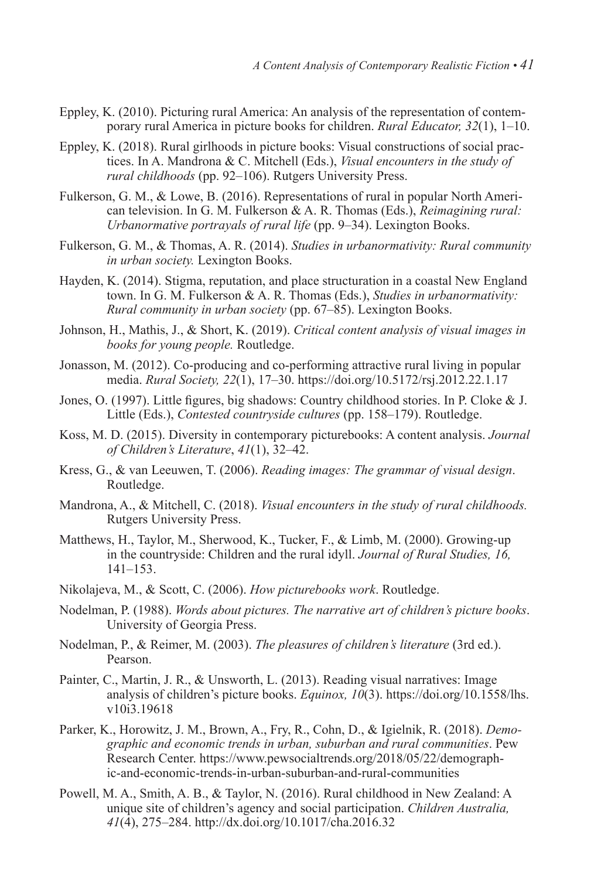Eppley, K. (2010). Picturing rural America: An analysis of the representation of contemporary rural America in picture books for children. *Rural Educator, 32*(1), 1–10.

Eppley, K. (2018). Rural girlhoods in picture books: Visual constructions of social practices. In A. Mandrona & C. Mitchell (Eds.), *Visual encounters in the study of rural childhoods* (pp. 92–106). Rutgers University Press.

Fulkerson, G. M., & Lowe, B. (2016). Representations of rural in popular North American television. In G. M. Fulkerson & A. R. Thomas (Eds.), *Reimagining rural: Urbanormative portrayals of rural life* (pp. 9–34). Lexington Books.

Fulkerson, G. M., & Thomas, A. R. (2014). *Studies in urbanormativity: Rural community in urban society.* Lexington Books.

Hayden, K. (2014). Stigma, reputation, and place structuration in a coastal New England town. In G. M. Fulkerson & A. R. Thomas (Eds.), *Studies in urbanormativity: Rural community in urban society* (pp. 67–85). Lexington Books.

Johnson, H., Mathis, J., & Short, K. (2019). *Critical content analysis of visual images in books for young people.* Routledge.

Jonasson, M. (2012). Co-producing and co-performing attractive rural living in popular media. *Rural Society, 22*(1), 17–30. https://doi.org/10.5172/rsj.2012.22.1.17

Jones, O. (1997). Little figures, big shadows: Country childhood stories. In P. Cloke & J. Little (Eds.), *Contested countryside cultures* (pp. 158–179). Routledge.

Koss, M. D. (2015). Diversity in contemporary picturebooks: A content analysis. *Journal of Children's Literature*, *41*(1), 32–42.

Kress, G., & van Leeuwen, T. (2006). *Reading images: The grammar of visual design*. Routledge.

Mandrona, A., & Mitchell, C. (2018). *Visual encounters in the study of rural childhoods.* Rutgers University Press.

Matthews, H., Taylor, M., Sherwood, K., Tucker, F., & Limb, M. (2000). Growing-up in the countryside: Children and the rural idyll. *Journal of Rural Studies, 16,* 141–153.

Nikolajeva, M., & Scott, C. (2006). *How picturebooks work*. Routledge.

Nodelman, P. (1988). *Words about pictures. The narrative art of children's picture books*. University of Georgia Press.

Nodelman, P., & Reimer, M. (2003). *The pleasures of children's literature* (3rd ed.). Pearson.

Painter, C., Martin, J. R., & Unsworth, L. (2013). Reading visual narratives: Image analysis of children's picture books. *Equinox, 10*(3). https://doi.org/10.1558/lhs.v10i3.19618

Parker, K., Horowitz, J. M., Brown, A., Fry, R., Cohn, D., & Igielnik, R. (2018). *Demographic and economic trends in urban, suburban and rural communities*. Pew Research Center. https://www.pewsocialtrends.org/2018/05/22/demographic-and-economic-trends-in-urban-suburban-and-rural-communities

Powell, M. A., Smith, A. B., & Taylor, N. (2016). Rural childhood in New Zealand: A unique site of children's agency and social participation. *Children Australia, 41*(4), 275–284. http://dx.doi.org/10.1017/cha.2016.32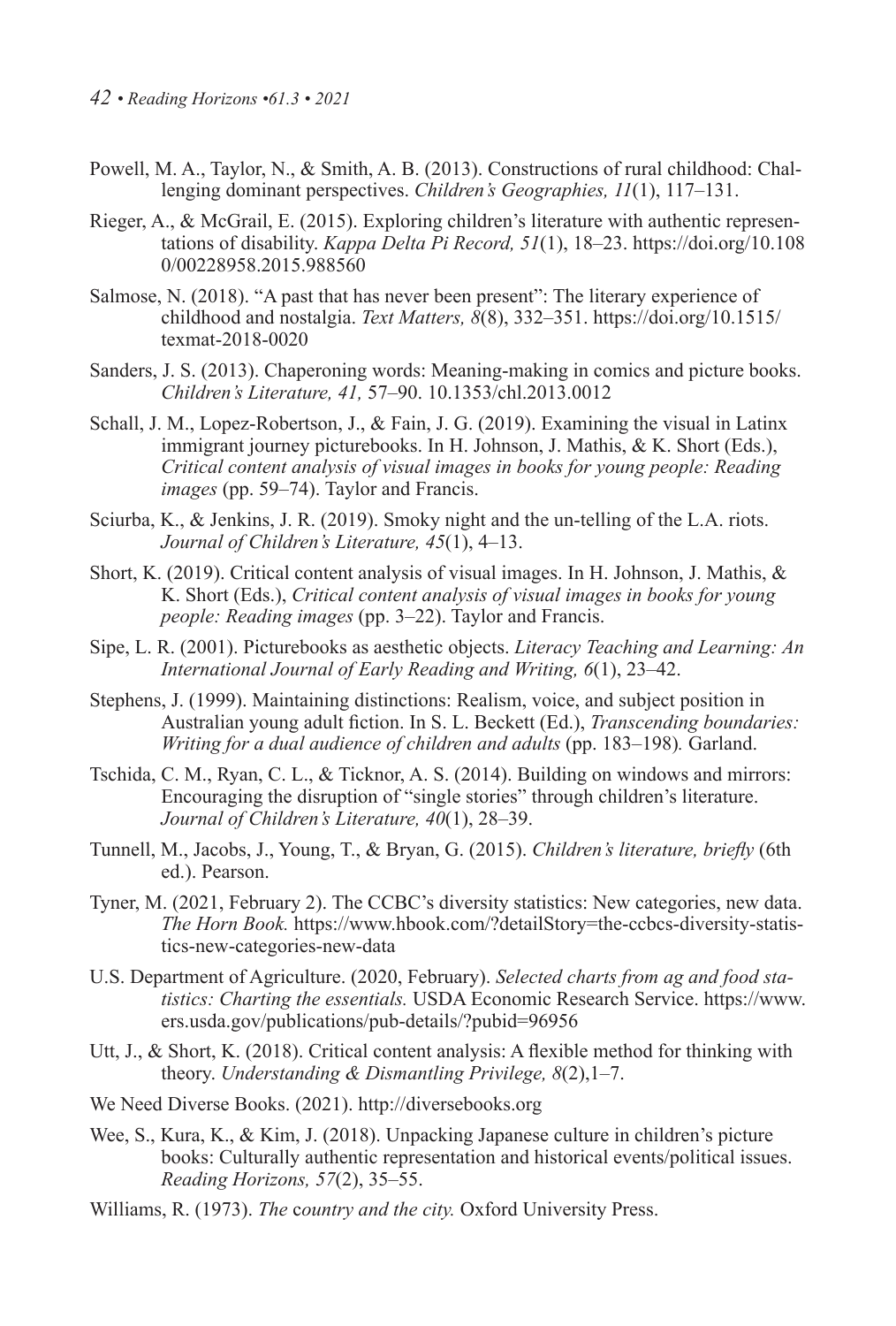Powell, M. A., Taylor, N., & Smith, A. B. (2013). Constructions of rural childhood: Challenging dominant perspectives. *Children's Geographies, 11*(1), 117–131.

Rieger, A., & McGrail, E. (2015). Exploring children's literature with authentic representations of disability. *Kappa Delta Pi Record, 51*(1), 18–23. https://doi.org/10.1080/00228958.2015.988560

Salmose, N. (2018). "A past that has never been present": The literary experience of childhood and nostalgia. *Text Matters, 8*(8), 332–351. https://doi.org/10.1515/texmat-2018-0020

Sanders, J. S. (2013). Chaperoning words: Meaning-making in comics and picture books. *Children's Literature, 41,* 57–90. 10.1353/chl.2013.0012

Schall, J. M., Lopez-Robertson, J., & Fain, J. G. (2019). Examining the visual in Latinx immigrant journey picturebooks. In H. Johnson, J. Mathis, & K. Short (Eds.), *Critical content analysis of visual images in books for young people: Reading images* (pp. 59–74). Taylor and Francis.

Sciurba, K., & Jenkins, J. R. (2019). Smoky night and the un-telling of the L.A. riots. *Journal of Children's Literature, 45*(1), 4–13.

Short, K. (2019). Critical content analysis of visual images. In H. Johnson, J. Mathis, & K. Short (Eds.), *Critical content analysis of visual images in books for young people: Reading images* (pp. 3–22). Taylor and Francis.

Sipe, L. R. (2001). Picturebooks as aesthetic objects. *Literacy Teaching and Learning: An International Journal of Early Reading and Writing, 6*(1), 23–42.

Stephens, J. (1999). Maintaining distinctions: Realism, voice, and subject position in Australian young adult fiction. In S. L. Beckett (Ed.), *Transcending boundaries: Writing for a dual audience of children and adults* (pp. 183–198)*.* Garland.

Tschida, C. M., Ryan, C. L., & Ticknor, A. S. (2014). Building on windows and mirrors: Encouraging the disruption of "single stories" through children's literature. *Journal of Children's Literature, 40*(1), 28–39.

Tunnell, M., Jacobs, J., Young, T., & Bryan, G. (2015). *Children's literature, briefly* (6th ed.). Pearson.

Tyner, M. (2021, February 2). The CCBC's diversity statistics: New categories, new data. *The Horn Book.* https://www.hbook.com/?detailStory=the-ccbcs-diversity-statistics-new-categories-new-data

U.S. Department of Agriculture. (2020, February). *Selected charts from ag and food statistics: Charting the essentials.* USDA Economic Research Service. https://www.ers.usda.gov/publications/pub-details/?pubid=96956

Utt, J., & Short, K. (2018). Critical content analysis: A flexible method for thinking with theory. *Understanding & Dismantling Privilege, 8*(2),1–7.

We Need Diverse Books. (2021). http://diversebooks.org

Wee, S., Kura, K., & Kim, J. (2018). Unpacking Japanese culture in children's picture books: Culturally authentic representation and historical events/political issues. *Reading Horizons, 57*(2), 35–55.

Williams, R. (1973). *The* c*ountry and the city.* Oxford University Press.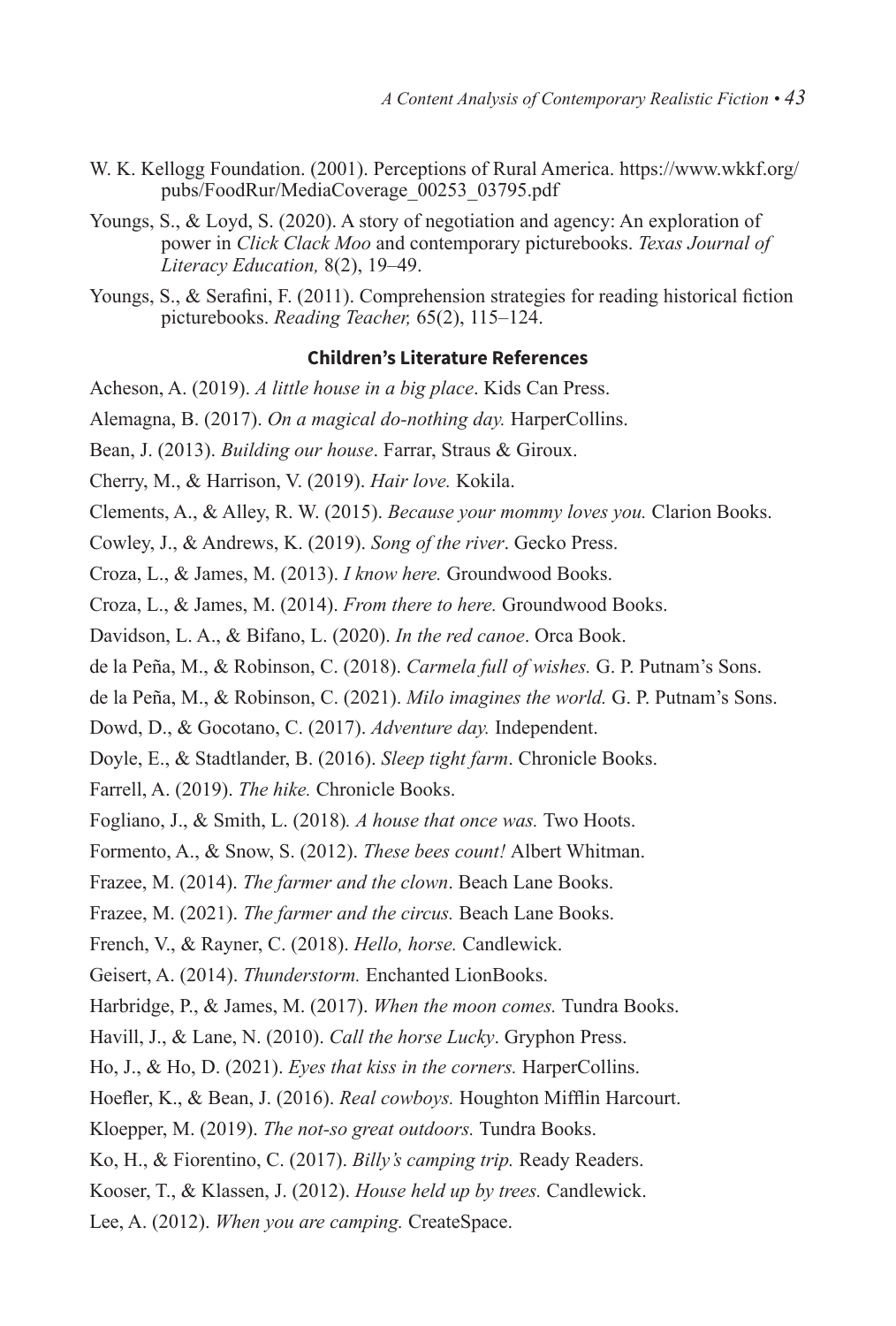W. K. Kellogg Foundation. (2001). Perceptions of Rural America. https://www.wkkf.org/pubs/FoodRur/MediaCoverage_00253_03795.pdf

Youngs, S., & Loyd, S. (2020). A story of negotiation and agency: An exploration of power in *Click Clack Moo* and contemporary picturebooks. *Texas Journal of Literacy Education,* 8(2), 19–49.

Youngs, S., & Serafini, F. (2011). Comprehension strategies for reading historical fiction picturebooks. *Reading Teacher,* 65(2), 115–124.

### Children's Literature References

Acheson, A. (2019). *A little house in a big place*. Kids Can Press.

Alemagna, B. (2017). *On a magical do-nothing day.* HarperCollins.

Bean, J. (2013). *Building our house*. Farrar, Straus & Giroux.

Cherry, M., & Harrison, V. (2019). *Hair love.* Kokila.

Clements, A., & Alley, R. W. (2015). *Because your mommy loves you.* Clarion Books.

Cowley, J., & Andrews, K. (2019). *Song of the river*. Gecko Press.

Croza, L., & James, M. (2013). *I know here.* Groundwood Books.

Croza, L., & James, M. (2014). *From there to here.* Groundwood Books.

Davidson, L. A., & Bifano, L. (2020). *In the red canoe*. Orca Book.

de la Peña, M., & Robinson, C. (2018). *Carmela full of wishes.* G. P. Putnam's Sons.

de la Peña, M., & Robinson, C. (2021). *Milo imagines the world.* G. P. Putnam's Sons.

Dowd, D., & Gocotano, C. (2017). *Adventure day.* Independent.

Doyle, E., & Stadtlander, B. (2016). *Sleep tight farm*. Chronicle Books.

Farrell, A. (2019). *The hike.* Chronicle Books.

Fogliano, J., & Smith, L. (2018). *A house that once was.* Two Hoots.

Formento, A., & Snow, S. (2012). *These bees count!* Albert Whitman.

Frazee, M. (2014). *The farmer and the clown*. Beach Lane Books.

Frazee, M. (2021). *The farmer and the circus.* Beach Lane Books.

French, V., & Rayner, C. (2018). *Hello, horse.* Candlewick.

Geisert, A. (2014). *Thunderstorm.* Enchanted LionBooks.

Harbridge, P., & James, M. (2017). *When the moon comes.* Tundra Books.

Havill, J., & Lane, N. (2010). *Call the horse Lucky*. Gryphon Press.

Ho, J., & Ho, D. (2021). *Eyes that kiss in the corners.* HarperCollins.

Hoefler, K., & Bean, J. (2016). *Real cowboys.* Houghton Mifflin Harcourt.

Kloepper, M. (2019). *The not-so great outdoors.* Tundra Books.

Ko, H., & Fiorentino, C. (2017). *Billy's camping trip.* Ready Readers.

Kooser, T., & Klassen, J. (2012). *House held up by trees.* Candlewick.

Lee, A. (2012). *When you are camping.* CreateSpace.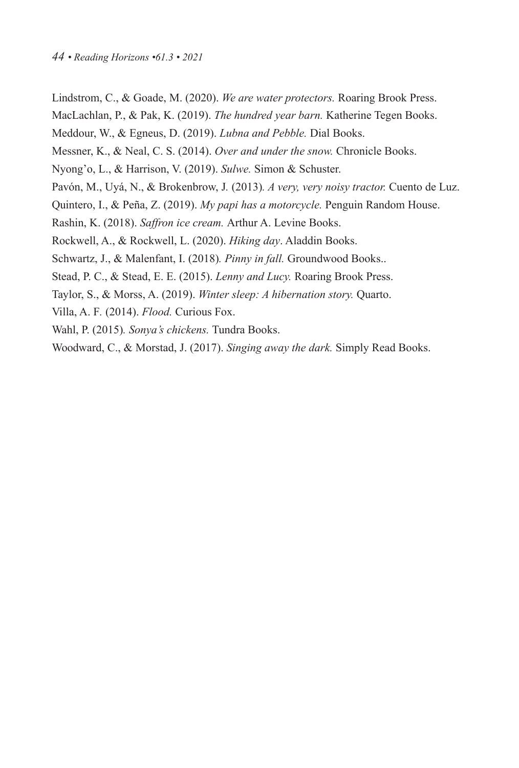Lindstrom, C., & Goade, M. (2020). *We are water protectors.* Roaring Brook Press.

MacLachlan, P., & Pak, K. (2019). *The hundred year barn.* Katherine Tegen Books.

Meddour, W., & Egneus, D. (2019). *Lubna and Pebble.* Dial Books.

Messner, K., & Neal, C. S. (2014). *Over and under the snow.* Chronicle Books.

Nyong'o, L., & Harrison, V. (2019). *Sulwe.* Simon & Schuster.

Pavón, M., Uyá, N., & Brokenbrow, J. (2013). *A very, very noisy tractor.* Cuento de Luz.

Quintero, I., & Peña, Z. (2019). *My papi has a motorcycle.* Penguin Random House.

Rashin, K. (2018). *Saffron ice cream.* Arthur A. Levine Books.

Rockwell, A., & Rockwell, L. (2020). *Hiking day*. Aladdin Books.

Schwartz, J., & Malenfant, I. (2018). *Pinny in fall.* Groundwood Books..

Stead, P. C., & Stead, E. E. (2015). *Lenny and Lucy.* Roaring Brook Press.

Taylor, S., & Morss, A. (2019). *Winter sleep: A hibernation story.* Quarto.

Villa, A. F. (2014). *Flood.* Curious Fox.

Wahl, P. (2015). *Sonya's chickens.* Tundra Books.

Woodward, C., & Morstad, J. (2017). *Singing away the dark.* Simply Read Books.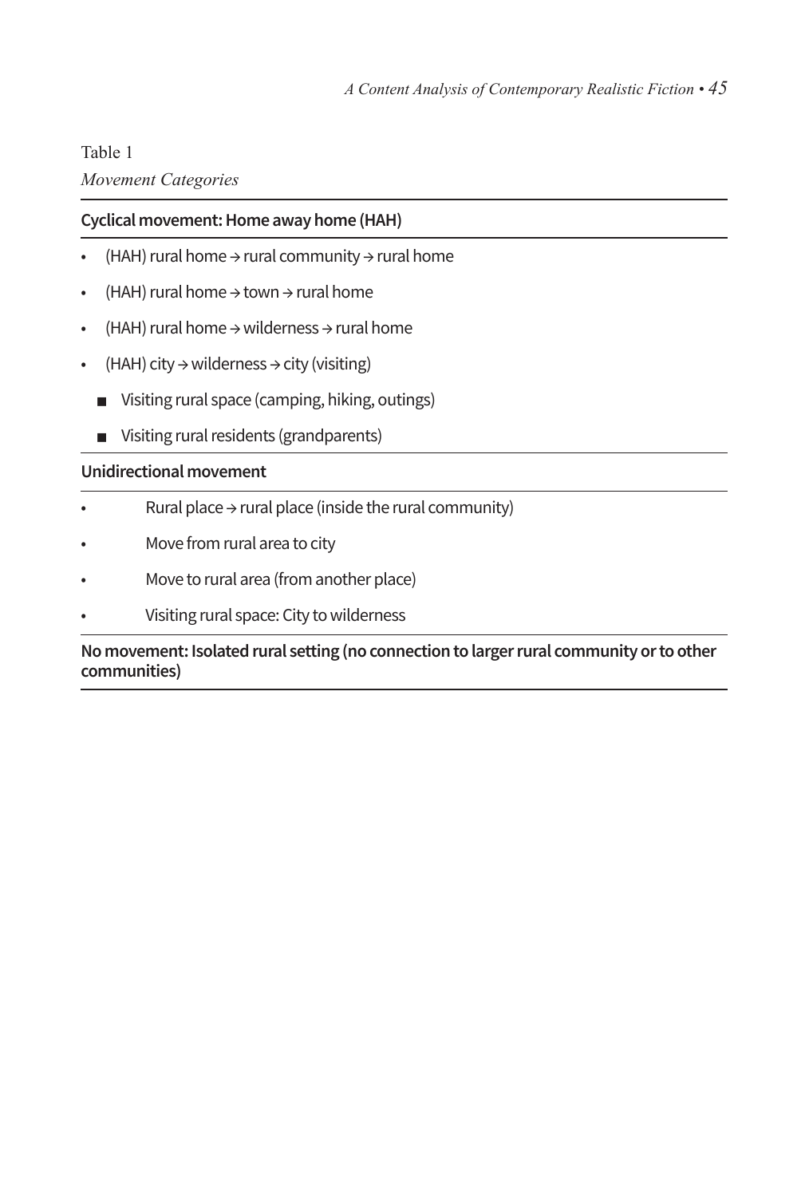Table 1

*Movement Categories*

**Cyclical movement: Home away home (HAH)**

- (HAH) rural home → rural community → rural home
- (HAH) rural home → town → rural home
- (HAH) rural home → wilderness → rural home
- (HAH) city → wilderness → city (visiting)
  - Visiting rural space (camping, hiking, outings)
  - Visiting rural residents (grandparents)

**Unidirectional movement**

- Rural place → rural place (inside the rural community)
- Move from rural area to city
- Move to rural area (from another place)
- Visiting rural space: City to wilderness

**No movement: Isolated rural setting (no connection to larger rural community or to other communities)**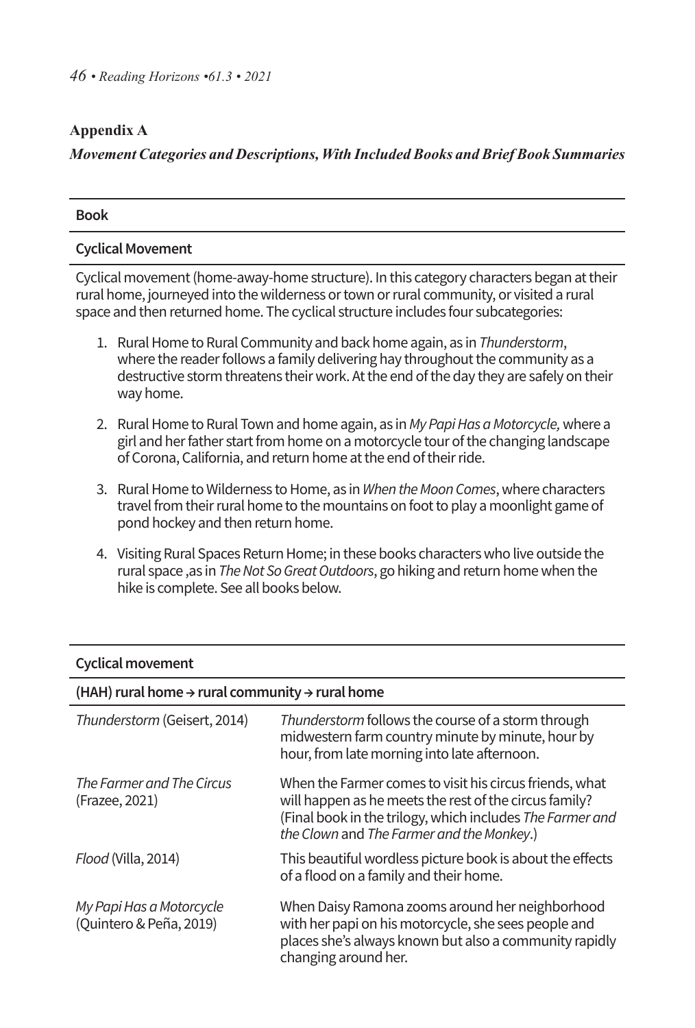## Appendix A

### *Movement Categories and Descriptions, With Included Books and Brief Book Summaries*

| Book |
|---|
| **Cyclical Movement** |
| Cyclical movement (home-away-home structure). In this category characters began at their rural home, journeyed into the wilderness or town or rural community, or visited a rural space and then returned home. The cyclical structure includes four subcategories:<br><br>1. Rural Home to Rural Community and back home again, as in *Thunderstorm*, where the reader follows a family delivering hay throughout the community as a destructive storm threatens their work. At the end of the day they are safely on their way home.<br>2. Rural Home to Rural Town and home again, as in *My Papi Has a Motorcycle,* where a girl and her father start from home on a motorcycle tour of the changing landscape of Corona, California, and return home at the end of their ride.<br>3. Rural Home to Wilderness to Home, as in *When the Moon Comes*, where characters travel from their rural home to the mountains on foot to play a moonlight game of pond hockey and then return home.<br>4. Visiting Rural Spaces Return Home; in these books characters who live outside the rural space ,as in *The Not So Great Outdoors*, go hiking and return home when the hike is complete. See all books below. |

| **Cyclical movement** | |
|---|---|
| **(HAH) rural home → rural community → rural home** | |
| *Thunderstorm* (Geisert, 2014) | *Thunderstorm* follows the course of a storm through midwestern farm country minute by minute, hour by hour, from late morning into late afternoon. |
| *The Farmer and The Circus* (Frazee, 2021) | When the Farmer comes to visit his circus friends, what will happen as he meets the rest of the circus family? (Final book in the trilogy, which includes *The Farmer and the Clown* and *The Farmer and the Monkey*.) |
| *Flood* (Villa, 2014) | This beautiful wordless picture book is about the effects of a flood on a family and their home. |
| *My Papi Has a Motorcycle* (Quintero & Peña, 2019) | When Daisy Ramona zooms around her neighborhood with her papi on his motorcycle, she sees people and places she's always known but also a community rapidly changing around her. |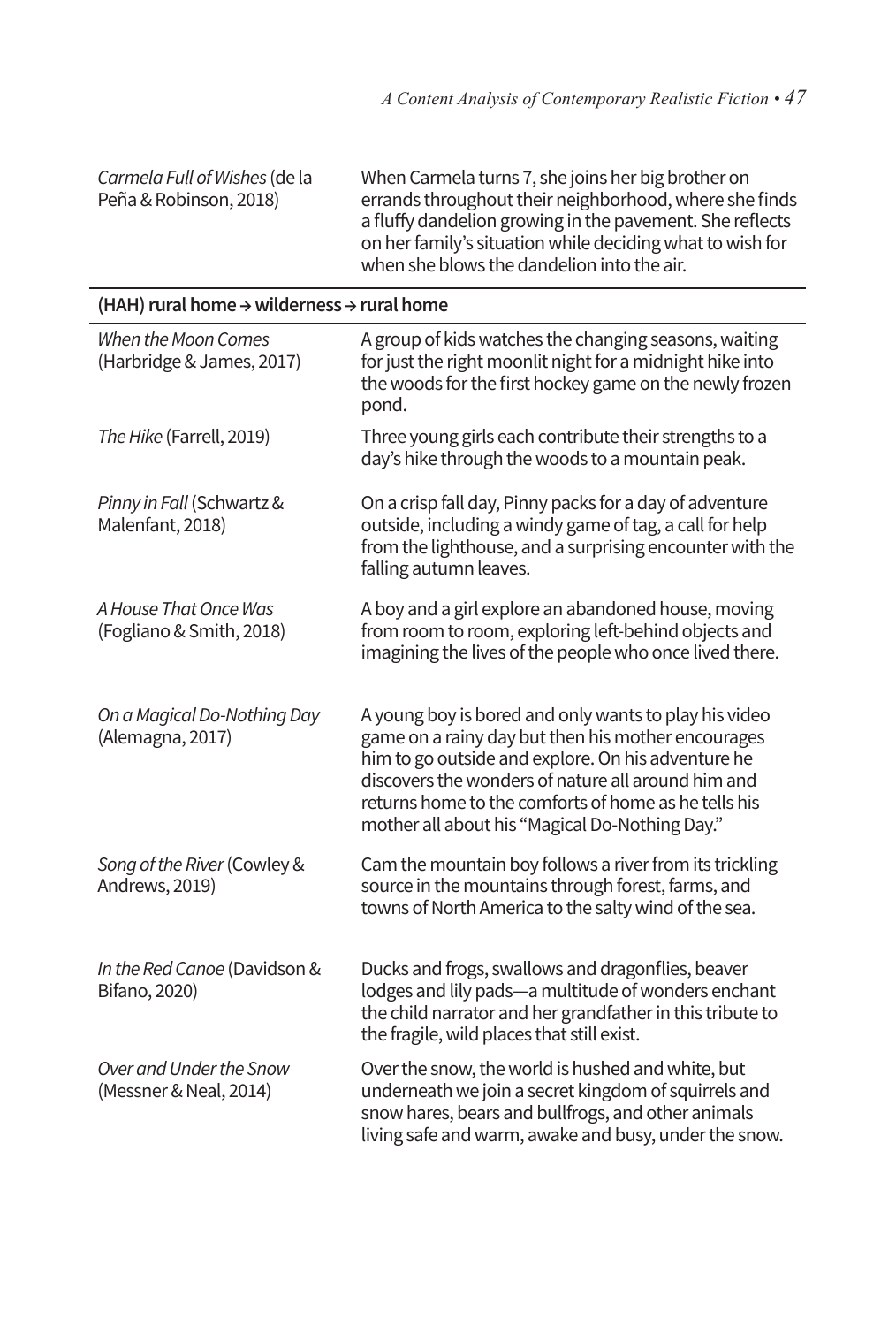| | |
|---|---|
| *Carmela Full of Wishes* (de la Peña & Robinson, 2018) | When Carmela turns 7, she joins her big brother on errands throughout their neighborhood, where she finds a fluffy dandelion growing in the pavement. She reflects on her family's situation while deciding what to wish for when she blows the dandelion into the air. |
| **(HAH) rural home → wilderness → rural home** | |
| *When the Moon Comes* (Harbridge & James, 2017) | A group of kids watches the changing seasons, waiting for just the right moonlit night for a midnight hike into the woods for the first hockey game on the newly frozen pond. |
| *The Hike* (Farrell, 2019) | Three young girls each contribute their strengths to a day's hike through the woods to a mountain peak. |
| *Pinny in Fall* (Schwartz & Malenfant, 2018) | On a crisp fall day, Pinny packs for a day of adventure outside, including a windy game of tag, a call for help from the lighthouse, and a surprising encounter with the falling autumn leaves. |
| *A House That Once Was* (Fogliano & Smith, 2018) | A boy and a girl explore an abandoned house, moving from room to room, exploring left-behind objects and imagining the lives of the people who once lived there. |
| *On a Magical Do-Nothing Day* (Alemagna, 2017) | A young boy is bored and only wants to play his video game on a rainy day but then his mother encourages him to go outside and explore. On his adventure he discovers the wonders of nature all around him and returns home to the comforts of home as he tells his mother all about his "Magical Do-Nothing Day." |
| *Song of the River* (Cowley & Andrews, 2019) | Cam the mountain boy follows a river from its trickling source in the mountains through forest, farms, and towns of North America to the salty wind of the sea. |
| *In the Red Canoe* (Davidson & Bifano, 2020) | Ducks and frogs, swallows and dragonflies, beaver lodges and lily pads—a multitude of wonders enchant the child narrator and her grandfather in this tribute to the fragile, wild places that still exist. |
| *Over and Under the Snow* (Messner & Neal, 2014) | Over the snow, the world is hushed and white, but underneath we join a secret kingdom of squirrels and snow hares, bears and bullfrogs, and other animals living safe and warm, awake and busy, under the snow. |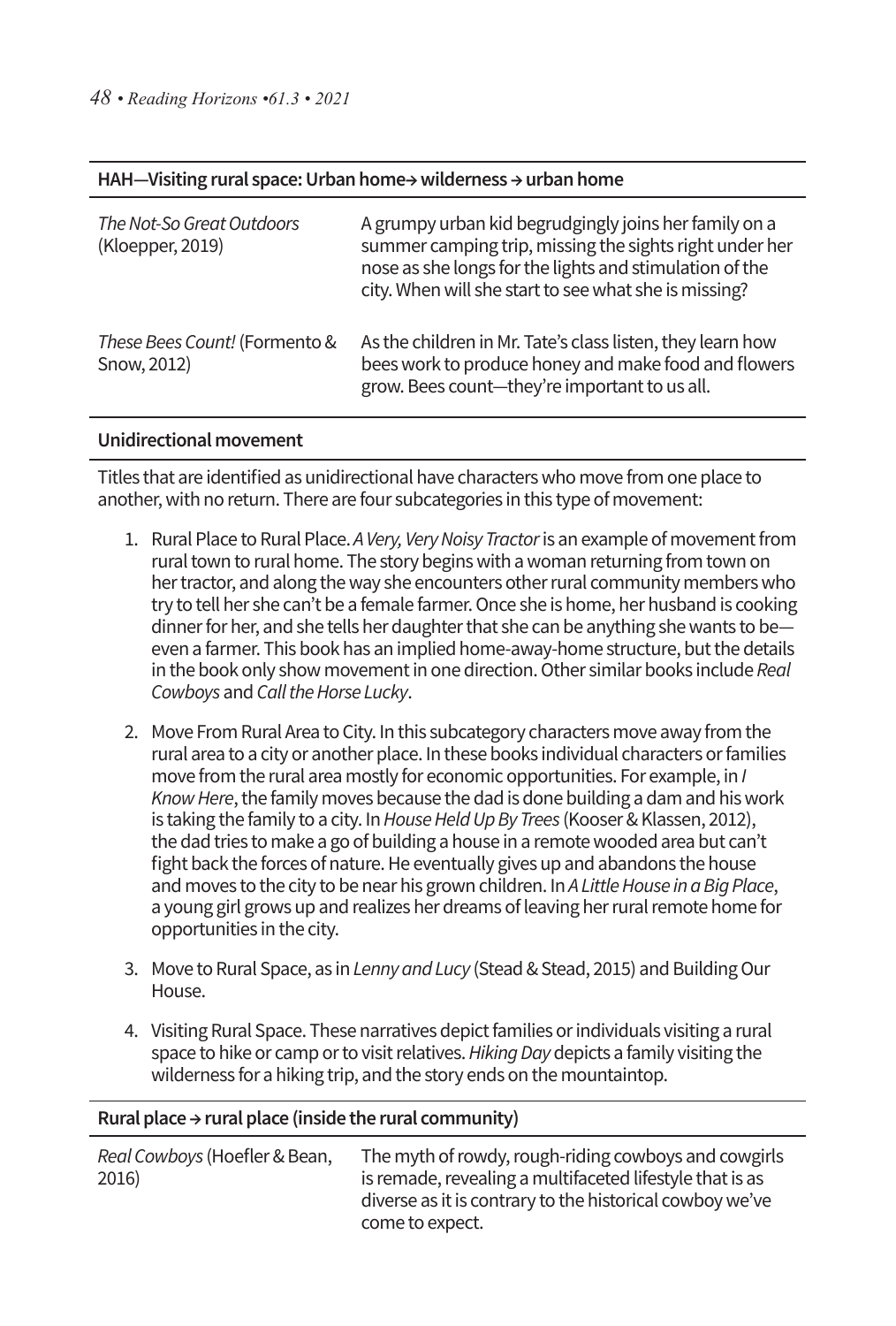| HAH—Visiting rural space: Urban home→ wilderness → urban home | |
|---|---|
| *The Not-So Great Outdoors* (Kloepper, 2019) | A grumpy urban kid begrudgingly joins her family on a summer camping trip, missing the sights right under her nose as she longs for the lights and stimulation of the city. When will she start to see what she is missing? |
| *These Bees Count!* (Formento & Snow, 2012) | As the children in Mr. Tate's class listen, they learn how bees work to produce honey and make food and flowers grow. Bees count—they're important to us all. |

**Unidirectional movement**

Titles that are identified as unidirectional have characters who move from one place to another, with no return. There are four subcategories in this type of movement:

1. Rural Place to Rural Place. *A Very, Very Noisy Tractor* is an example of movement from rural town to rural home. The story begins with a woman returning from town on her tractor, and along the way she encounters other rural community members who try to tell her she can't be a female farmer. Once she is home, her husband is cooking dinner for her, and she tells her daughter that she can be anything she wants to be—even a farmer. This book has an implied home-away-home structure, but the details in the book only show movement in one direction. Other similar books include *Real Cowboys* and *Call the Horse Lucky*.

2. Move From Rural Area to City. In this subcategory characters move away from the rural area to a city or another place. In these books individual characters or families move from the rural area mostly for economic opportunities. For example, in *I Know Here*, the family moves because the dad is done building a dam and his work is taking the family to a city. In *House Held Up By Trees* (Kooser & Klassen, 2012), the dad tries to make a go of building a house in a remote wooded area but can't fight back the forces of nature. He eventually gives up and abandons the house and moves to the city to be near his grown children. In *A Little House in a Big Place*, a young girl grows up and realizes her dreams of leaving her rural remote home for opportunities in the city.

3. Move to Rural Space, as in *Lenny and Lucy* (Stead & Stead, 2015) and Building Our House.

4. Visiting Rural Space. These narratives depict families or individuals visiting a rural space to hike or camp or to visit relatives. *Hiking Day* depicts a family visiting the wilderness for a hiking trip, and the story ends on the mountaintop.

| Rural place → rural place (inside the rural community) | |
|---|---|
| *Real Cowboys* (Hoefler & Bean, 2016) | The myth of rowdy, rough-riding cowboys and cowgirls is remade, revealing a multifaceted lifestyle that is as diverse as it is contrary to the historical cowboy we've come to expect. |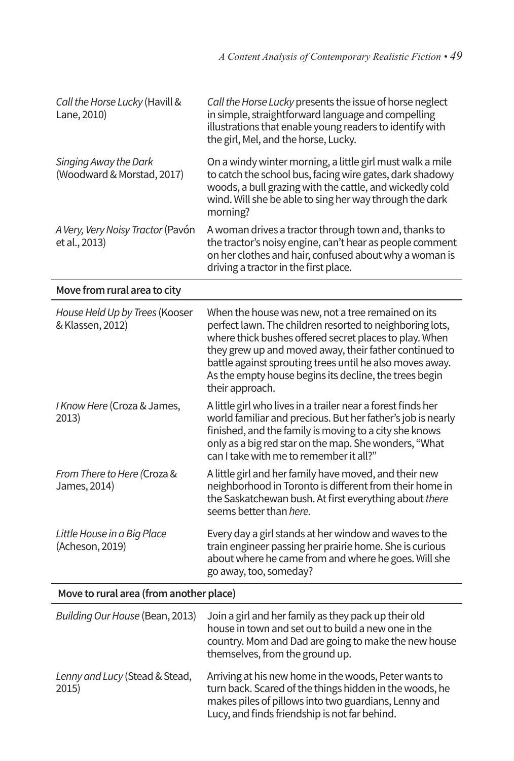| | |
|---|---|
| *Call the Horse Lucky* (Havill & Lane, 2010) | *Call the Horse Lucky* presents the issue of horse neglect in simple, straightforward language and compelling illustrations that enable young readers to identify with the girl, Mel, and the horse, Lucky. |
| *Singing Away the Dark* (Woodward & Morstad, 2017) | On a windy winter morning, a little girl must walk a mile to catch the school bus, facing wire gates, dark shadowy woods, a bull grazing with the cattle, and wickedly cold wind. Will she be able to sing her way through the dark morning? |
| *A Very, Very Noisy Tractor* (Pavón et al., 2013) | A woman drives a tractor through town and, thanks to the tractor's noisy engine, can't hear as people comment on her clothes and hair, confused about why a woman is driving a tractor in the first place. |
| **Move from rural area to city** | |
| *House Held Up by Trees* (Kooser & Klassen, 2012) | When the house was new, not a tree remained on its perfect lawn. The children resorted to neighboring lots, where thick bushes offered secret places to play. When they grew up and moved away, their father continued to battle against sprouting trees until he also moves away. As the empty house begins its decline, the trees begin their approach. |
| *I Know Here* (Croza & James, 2013) | A little girl who lives in a trailer near a forest finds her world familiar and precious. But her father's job is nearly finished, and the family is moving to a city she knows only as a big red star on the map. She wonders, "What can I take with me to remember it all?" |
| *From There to Here* (Croza & James, 2014) | A little girl and her family have moved, and their new neighborhood in Toronto is different from their home in the Saskatchewan bush. At first everything about *there* seems better than *here*. |
| *Little House in a Big Place* (Acheson, 2019) | Every day a girl stands at her window and waves to the train engineer passing her prairie home. She is curious about where he came from and where he goes. Will she go away, too, someday? |
| **Move to rural area (from another place)** | |
| *Building Our House* (Bean, 2013) | Join a girl and her family as they pack up their old house in town and set out to build a new one in the country. Mom and Dad are going to make the new house themselves, from the ground up. |
| *Lenny and Lucy* (Stead & Stead, 2015) | Arriving at his new home in the woods, Peter wants to turn back. Scared of the things hidden in the woods, he makes piles of pillows into two guardians, Lenny and Lucy, and finds friendship is not far behind. |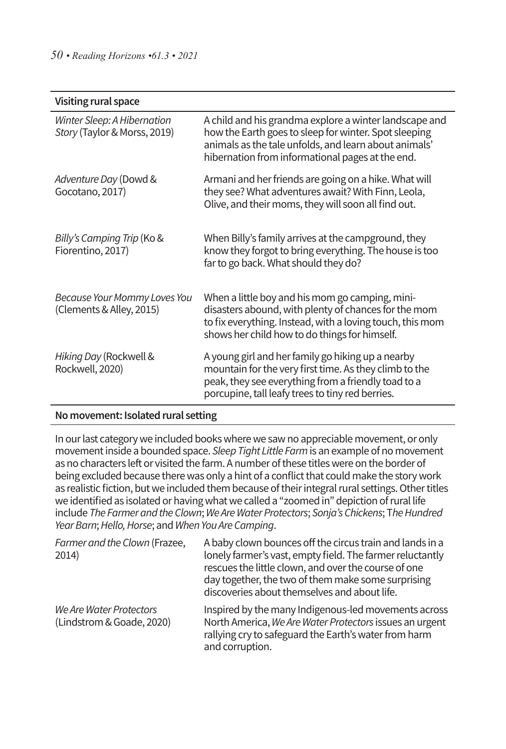| Visiting rural space | |
|---|---|
| *Winter Sleep: A Hibernation Story* (Taylor & Morss, 2019) | A child and his grandma explore a winter landscape and how the Earth goes to sleep for winter. Spot sleeping animals as the tale unfolds, and learn about animals' hibernation from informational pages at the end. |
| *Adventure Day* (Dowd & Gocotano, 2017) | Armani and her friends are going on a hike. What will they see? What adventures await? With Finn, Leola, Olive, and their moms, they will soon all find out. |
| *Billy's Camping Trip* (Ko & Fiorentino, 2017) | When Billy's family arrives at the campground, they know they forgot to bring everything. The house is too far to go back. What should they do? |
| *Because Your Mommy Loves You* (Clements & Alley, 2015) | When a little boy and his mom go camping, mini-disasters abound, with plenty of chances for the mom to fix everything. Instead, with a loving touch, this mom shows her child how to do things for himself. |
| *Hiking Day* (Rockwell & Rockwell, 2020) | A young girl and her family go hiking up a nearby mountain for the very first time. As they climb to the peak, they see everything from a friendly toad to a porcupine, tall leafy trees to tiny red berries. |

**No movement: Isolated rural setting**

In our last category we included books where we saw no appreciable movement, or only movement inside a bounded space. *Sleep Tight Little Farm* is an example of no movement as no characters left or visited the farm. A number of these titles were on the border of being excluded because there was only a hint of a conflict that could make the story work as realistic fiction, but we included them because of their integral rural settings. Other titles we identified as isolated or having what we called a "zoomed in" depiction of rural life include *The Farmer and the Clown*; *We Are Water Protectors*; *Sonja's Chickens*; T*he Hundred Year Barn*; *Hello, Horse*; and *When You Are Camping*.

| | |
|---|---|
| *Farmer and the Clown* (Frazee, 2014) | A baby clown bounces off the circus train and lands in a lonely farmer's vast, empty field. The farmer reluctantly rescues the little clown, and over the course of one day together, the two of them make some surprising discoveries about themselves and about life. |
| *We Are Water Protectors* (Lindstrom & Goade, 2020) | Inspired by the many Indigenous-led movements across North America, *We Are Water Protectors* issues an urgent rallying cry to safeguard the Earth's water from harm and corruption. |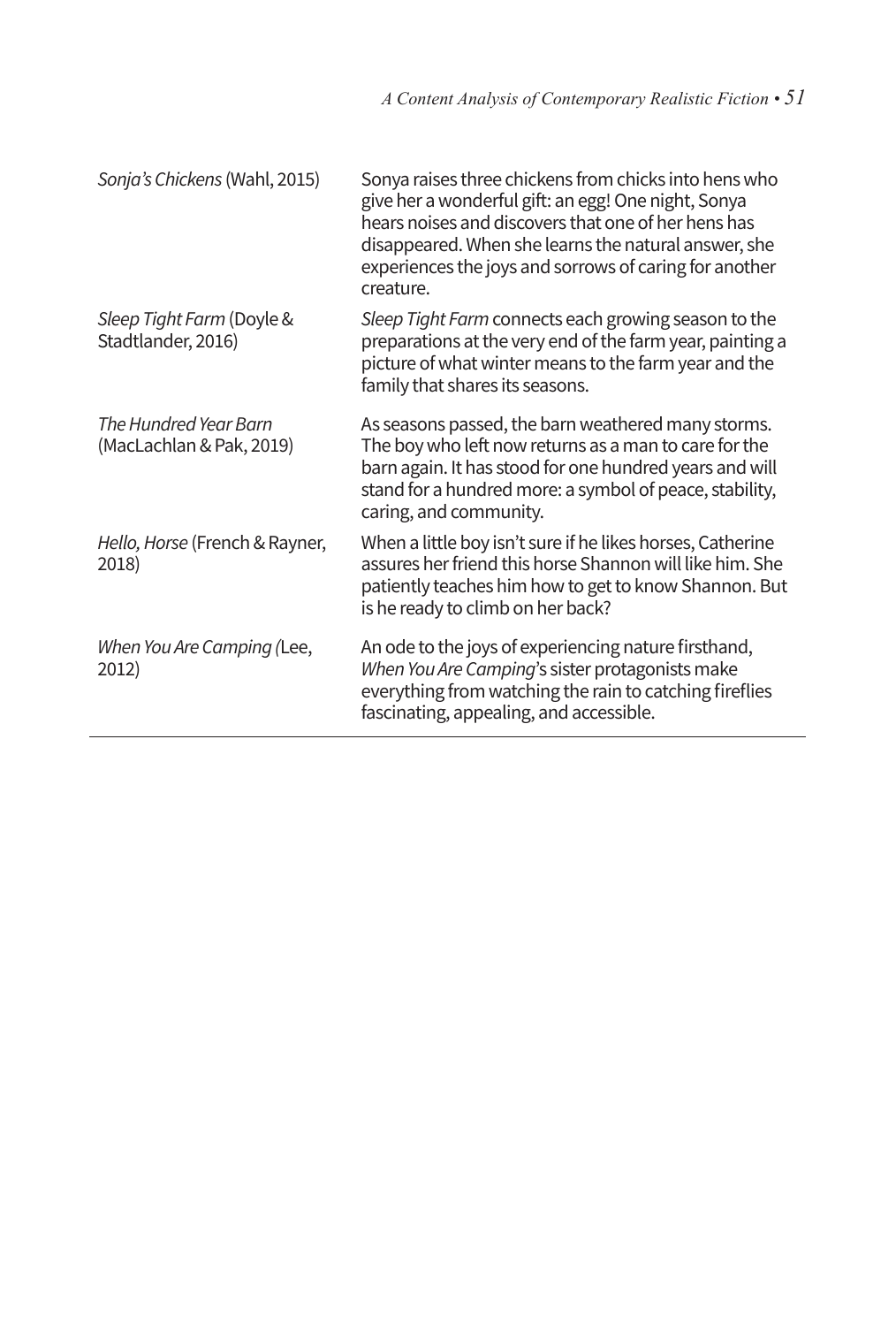| | |
|---|---|
| *Sonja's Chickens* (Wahl, 2015) | Sonya raises three chickens from chicks into hens who give her a wonderful gift: an egg! One night, Sonya hears noises and discovers that one of her hens has disappeared. When she learns the natural answer, she experiences the joys and sorrows of caring for another creature. |
| *Sleep Tight Farm* (Doyle & Stadtlander, 2016) | *Sleep Tight Farm* connects each growing season to the preparations at the very end of the farm year, painting a picture of what winter means to the farm year and the family that shares its seasons. |
| *The Hundred Year Barn* (MacLachlan & Pak, 2019) | As seasons passed, the barn weathered many storms. The boy who left now returns as a man to care for the barn again. It has stood for one hundred years and will stand for a hundred more: a symbol of peace, stability, caring, and community. |
| *Hello, Horse* (French & Rayner, 2018) | When a little boy isn't sure if he likes horses, Catherine assures her friend this horse Shannon will like him. She patiently teaches him how to get to know Shannon. But is he ready to climb on her back? |
| *When You Are Camping (*Lee, 2012) | An ode to the joys of experiencing nature firsthand, *When You Are Camping*'s sister protagonists make everything from watching the rain to catching fireflies fascinating, appealing, and accessible. |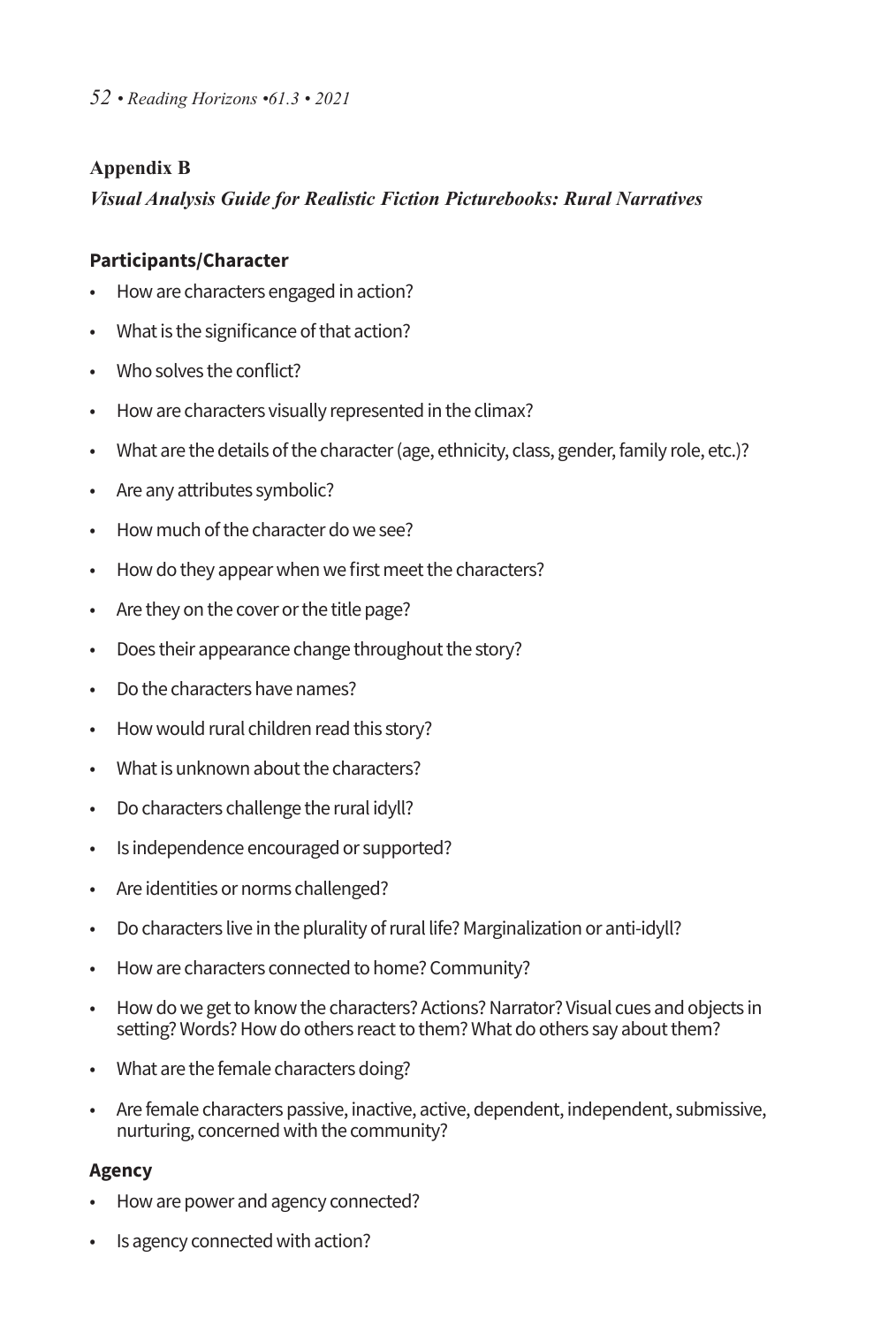## Appendix B

### *Visual Analysis Guide for Realistic Fiction Picturebooks: Rural Narratives*

**Participants/Character**

- How are characters engaged in action?
- What is the significance of that action?
- Who solves the conflict?
- How are characters visually represented in the climax?
- What are the details of the character (age, ethnicity, class, gender, family role, etc.)?
- Are any attributes symbolic?
- How much of the character do we see?
- How do they appear when we first meet the characters?
- Are they on the cover or the title page?
- Does their appearance change throughout the story?
- Do the characters have names?
- How would rural children read this story?
- What is unknown about the characters?
- Do characters challenge the rural idyll?
- Is independence encouraged or supported?
- Are identities or norms challenged?
- Do characters live in the plurality of rural life? Marginalization or anti-idyll?
- How are characters connected to home? Community?
- How do we get to know the characters? Actions? Narrator? Visual cues and objects in setting? Words? How do others react to them? What do others say about them?
- What are the female characters doing?
- Are female characters passive, inactive, active, dependent, independent, submissive, nurturing, concerned with the community?

**Agency**

- How are power and agency connected?
- Is agency connected with action?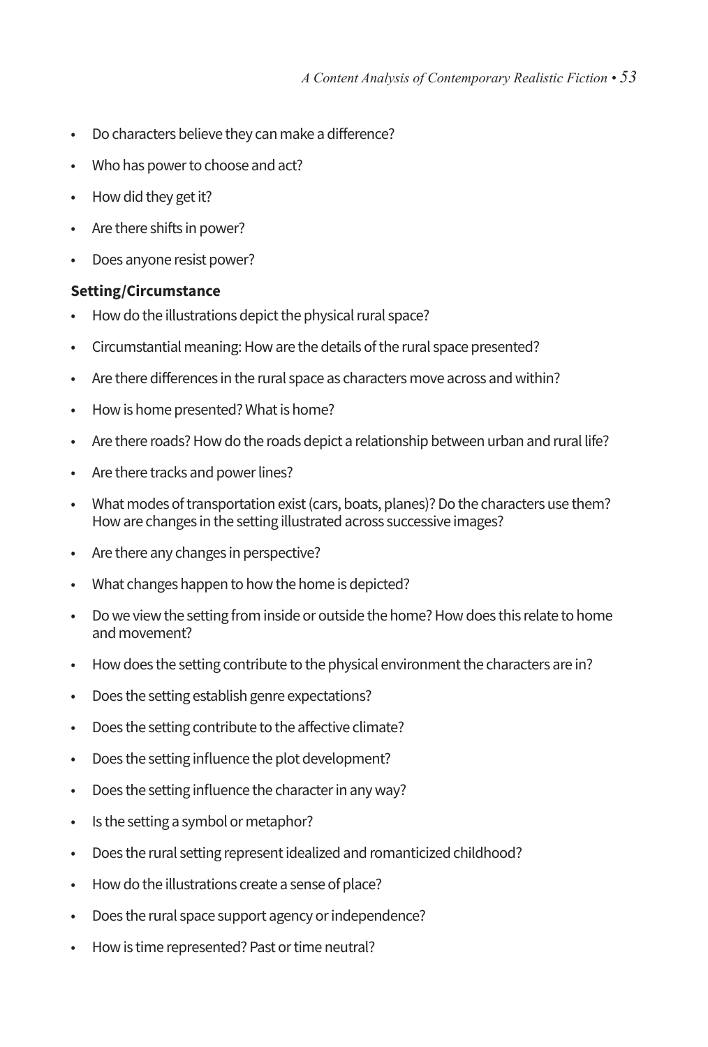- Do characters believe they can make a difference?
- Who has power to choose and act?
- How did they get it?
- Are there shifts in power?
- Does anyone resist power?

**Setting/Circumstance**

- How do the illustrations depict the physical rural space?
- Circumstantial meaning: How are the details of the rural space presented?
- Are there differences in the rural space as characters move across and within?
- How is home presented? What is home?
- Are there roads? How do the roads depict a relationship between urban and rural life?
- Are there tracks and power lines?
- What modes of transportation exist (cars, boats, planes)? Do the characters use them? How are changes in the setting illustrated across successive images?
- Are there any changes in perspective?
- What changes happen to how the home is depicted?
- Do we view the setting from inside or outside the home? How does this relate to home and movement?
- How does the setting contribute to the physical environment the characters are in?
- Does the setting establish genre expectations?
- Does the setting contribute to the affective climate?
- Does the setting influence the plot development?
- Does the setting influence the character in any way?
- Is the setting a symbol or metaphor?
- Does the rural setting represent idealized and romanticized childhood?
- How do the illustrations create a sense of place?
- Does the rural space support agency or independence?
- How is time represented? Past or time neutral?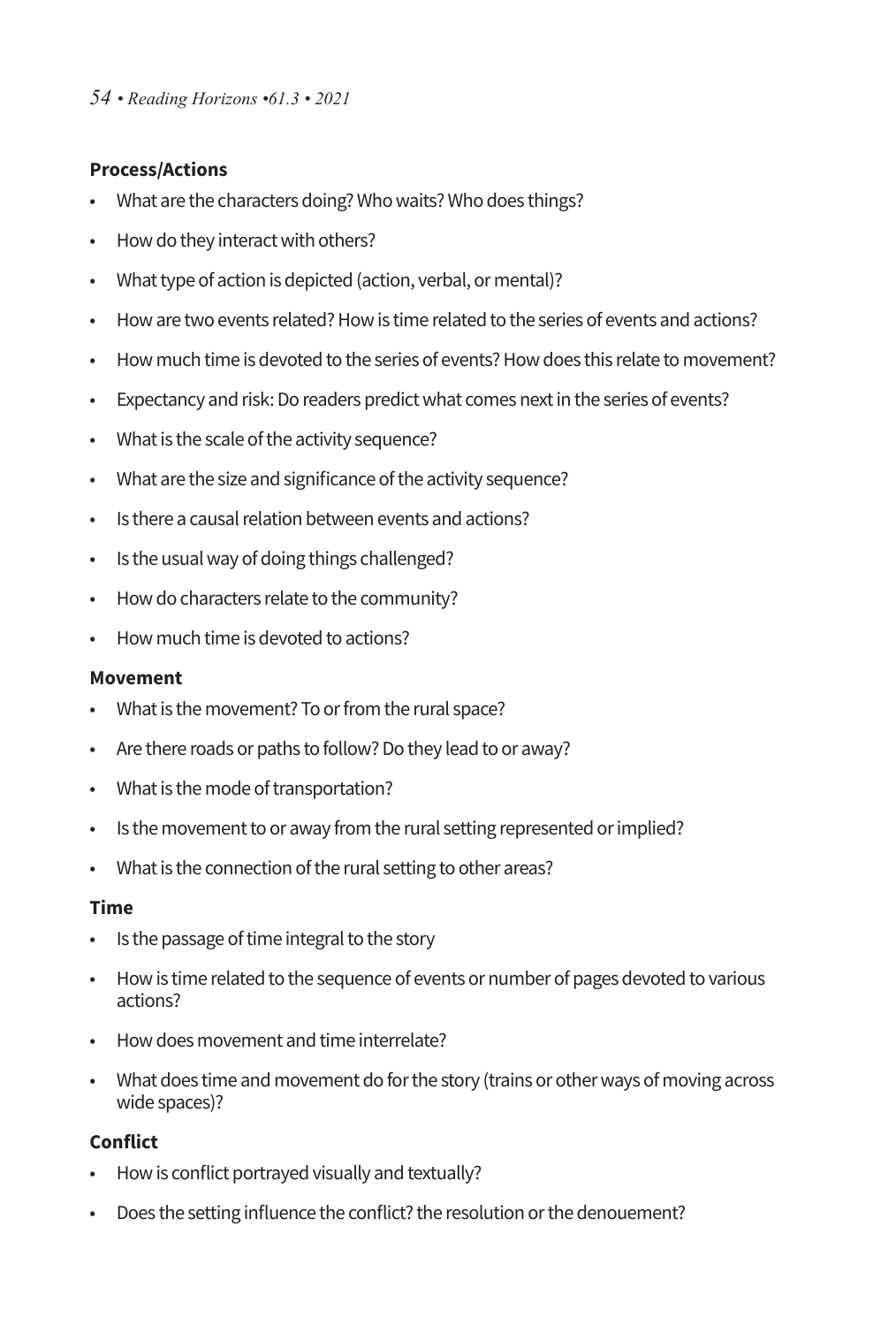**Process/Actions**

- What are the characters doing? Who waits? Who does things?
- How do they interact with others?
- What type of action is depicted (action, verbal, or mental)?
- How are two events related? How is time related to the series of events and actions?
- How much time is devoted to the series of events? How does this relate to movement?
- Expectancy and risk: Do readers predict what comes next in the series of events?
- What is the scale of the activity sequence?
- What are the size and significance of the activity sequence?
- Is there a causal relation between events and actions?
- Is the usual way of doing things challenged?
- How do characters relate to the community?
- How much time is devoted to actions?

**Movement**

- What is the movement? To or from the rural space?
- Are there roads or paths to follow? Do they lead to or away?
- What is the mode of transportation?
- Is the movement to or away from the rural setting represented or implied?
- What is the connection of the rural setting to other areas?

**Time**

- Is the passage of time integral to the story
- How is time related to the sequence of events or number of pages devoted to various actions?
- How does movement and time interrelate?
- What does time and movement do for the story (trains or other ways of moving across wide spaces)?

**Conflict**

- How is conflict portrayed visually and textually?
- Does the setting influence the conflict? the resolution or the denouement?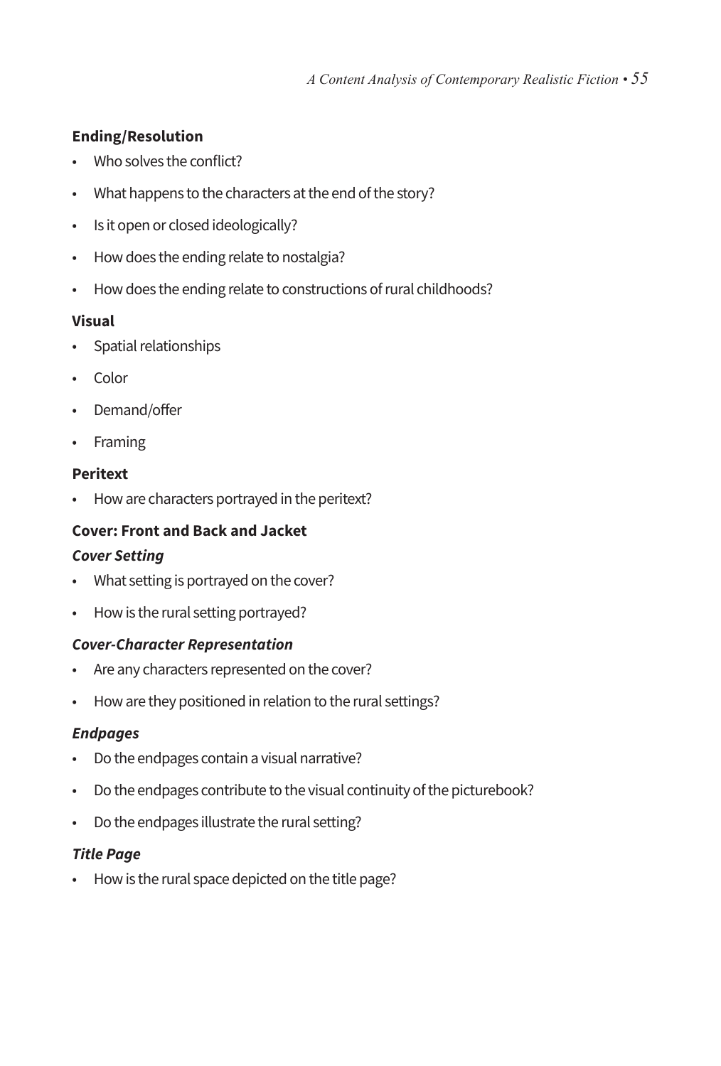**Ending/Resolution**

- Who solves the conflict?
- What happens to the characters at the end of the story?
- Is it open or closed ideologically?
- How does the ending relate to nostalgia?
- How does the ending relate to constructions of rural childhoods?

**Visual**

- Spatial relationships
- Color
- Demand/offer
- Framing

**Peritext**

- How are characters portrayed in the peritext?

**Cover: Front and Back and Jacket**

***Cover Setting***

- What setting is portrayed on the cover?
- How is the rural setting portrayed?

***Cover-Character Representation***

- Are any characters represented on the cover?
- How are they positioned in relation to the rural settings?

***Endpages***

- Do the endpages contain a visual narrative?
- Do the endpages contribute to the visual continuity of the picturebook?
- Do the endpages illustrate the rural setting?

***Title Page***

- How is the rural space depicted on the title page?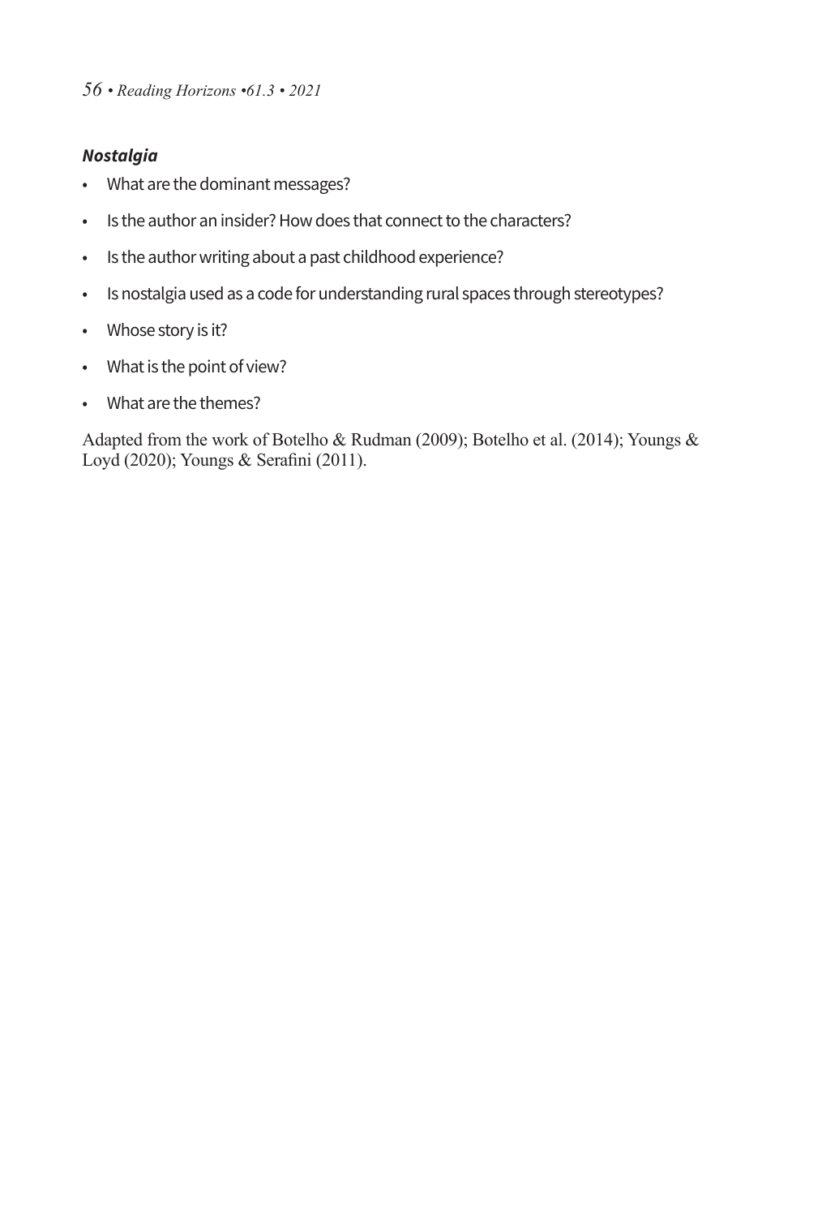***Nostalgia***

- What are the dominant messages?
- Is the author an insider? How does that connect to the characters?
- Is the author writing about a past childhood experience?
- Is nostalgia used as a code for understanding rural spaces through stereotypes?
- Whose story is it?
- What is the point of view?
- What are the themes?

Adapted from the work of Botelho & Rudman (2009); Botelho et al. (2014); Youngs & Loyd (2020); Youngs & Serafini (2011).